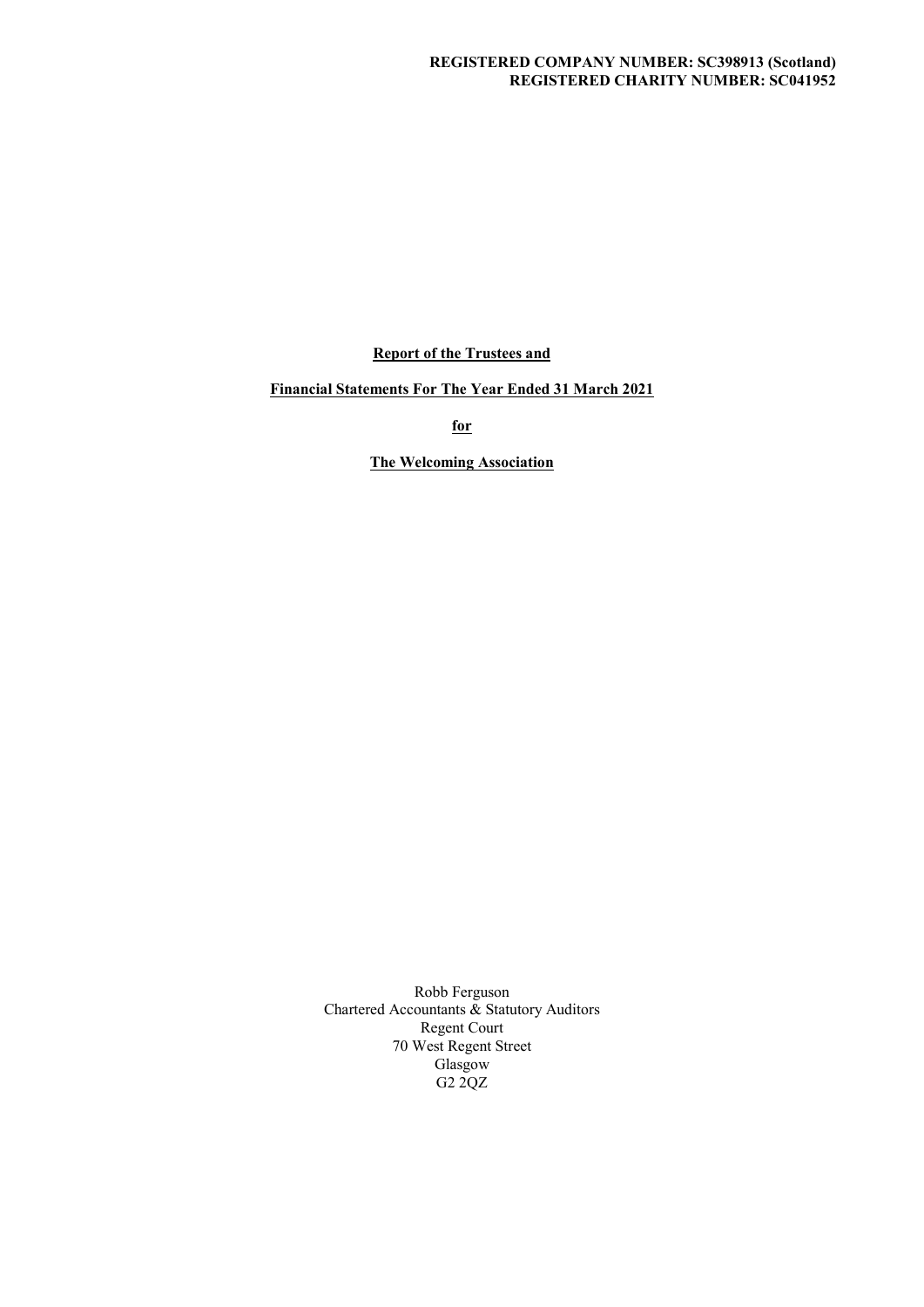**REGISTERED COMPANY NUMBER: SC398913 (Scotland)**
**REGISTERED CHARITY NUMBER: SC041952**

# Report of the Trustees and

# Financial Statements For The Year Ended 31 March 2021

# for

# The Welcoming Association

Robb Ferguson
Chartered Accountants & Statutory Auditors
Regent Court
70 West Regent Street
Glasgow
G2 2QZ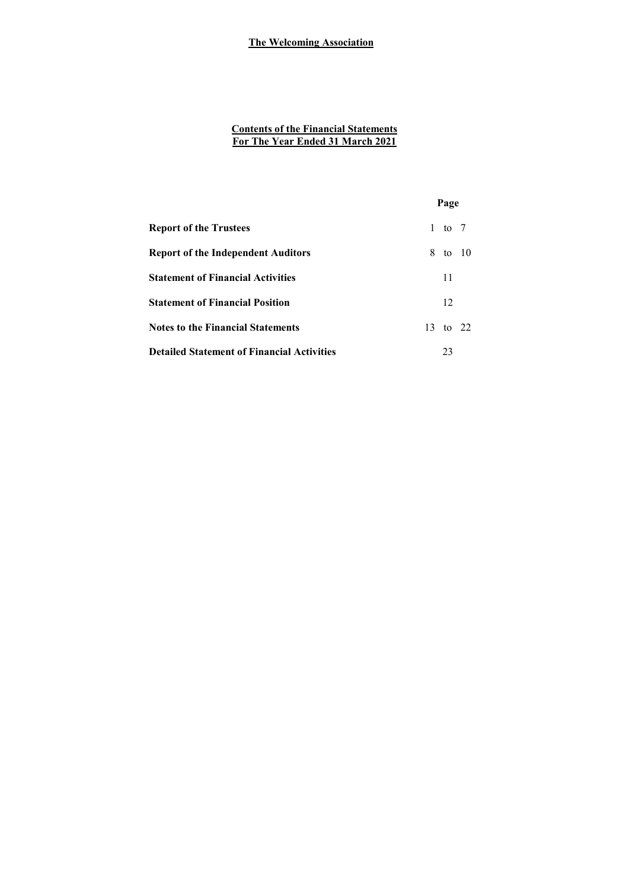**The Welcoming Association**

## Contents of the Financial Statements
## For The Year Ended 31 March 2021

| | Page |
|---|---|
| **Report of the Trustees** | 1 to 7 |
| **Report of the Independent Auditors** | 8 to 10 |
| **Statement of Financial Activities** | 11 |
| **Statement of Financial Position** | 12 |
| **Notes to the Financial Statements** | 13 to 22 |
| **Detailed Statement of Financial Activities** | 23 |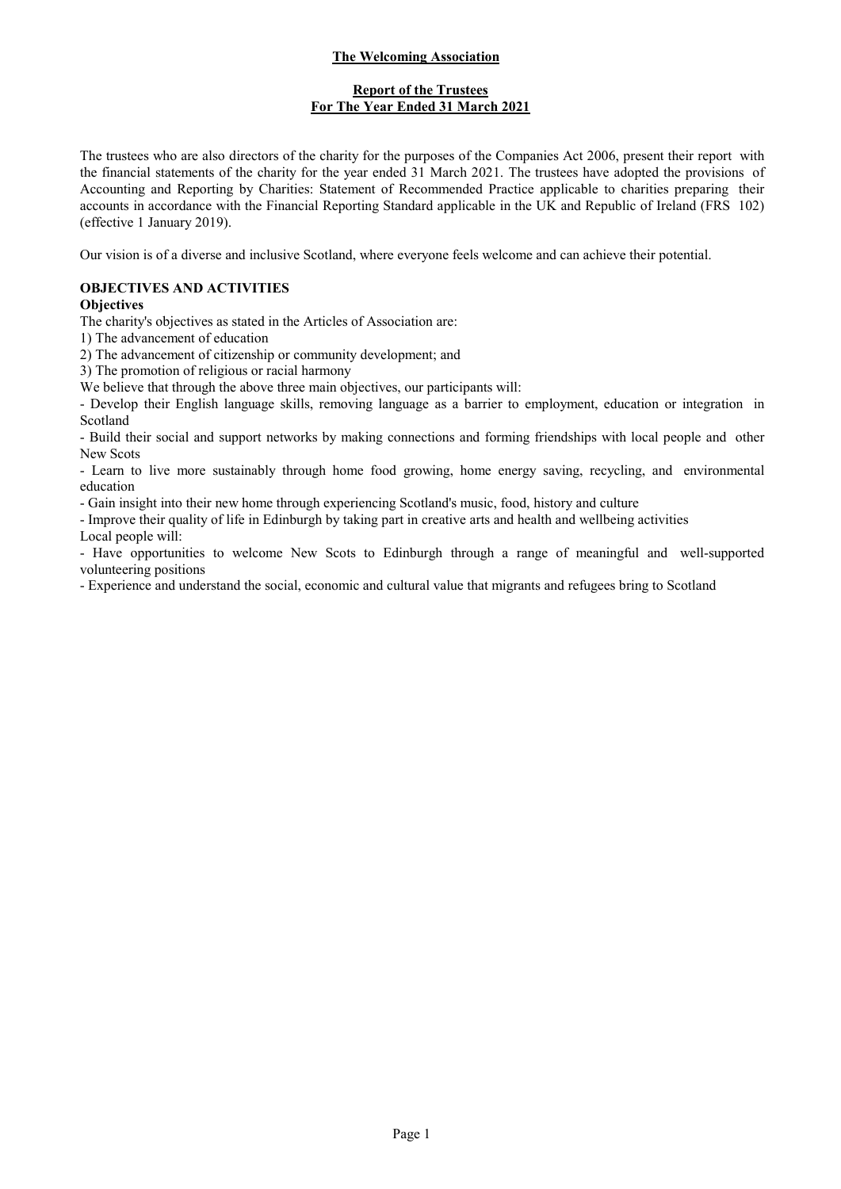**The Welcoming Association**

**Report of the Trustees**
**For The Year Ended 31 March 2021**

The trustees who are also directors of the charity for the purposes of the Companies Act 2006, present their report with the financial statements of the charity for the year ended 31 March 2021. The trustees have adopted the provisions of Accounting and Reporting by Charities: Statement of Recommended Practice applicable to charities preparing their accounts in accordance with the Financial Reporting Standard applicable in the UK and Republic of Ireland (FRS 102) (effective 1 January 2019).

Our vision is of a diverse and inclusive Scotland, where everyone feels welcome and can achieve their potential.

## OBJECTIVES AND ACTIVITIES

### Objectives

The charity's objectives as stated in the Articles of Association are:

1) The advancement of education
2) The advancement of citizenship or community development; and
3) The promotion of religious or racial harmony

We believe that through the above three main objectives, our participants will:

- Develop their English language skills, removing language as a barrier to employment, education or integration in Scotland
- Build their social and support networks by making connections and forming friendships with local people and other New Scots
- Learn to live more sustainably through home food growing, home energy saving, recycling, and environmental education
- Gain insight into their new home through experiencing Scotland's music, food, history and culture
- Improve their quality of life in Edinburgh by taking part in creative arts and health and wellbeing activities

Local people will:

- Have opportunities to welcome New Scots to Edinburgh through a range of meaningful and well-supported volunteering positions
- Experience and understand the social, economic and cultural value that migrants and refugees bring to Scotland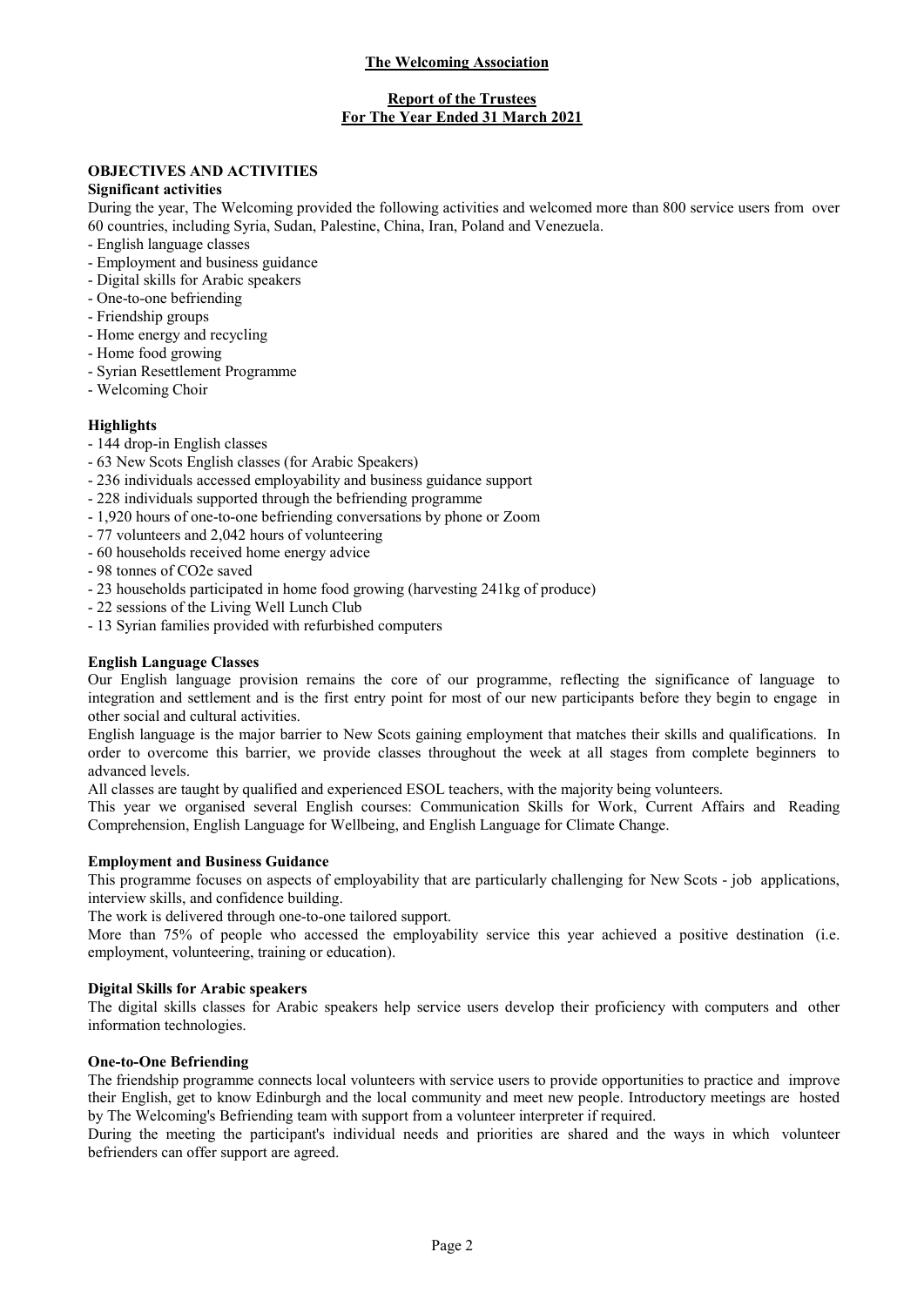**The Welcoming Association**

**Report of the Trustees**
**For The Year Ended 31 March 2021**

## OBJECTIVES AND ACTIVITIES

### Significant activities

During the year, The Welcoming provided the following activities and welcomed more than 800 service users from over 60 countries, including Syria, Sudan, Palestine, China, Iran, Poland and Venezuela.

- English language classes
- Employment and business guidance
- Digital skills for Arabic speakers
- One-to-one befriending
- Friendship groups
- Home energy and recycling
- Home food growing
- Syrian Resettlement Programme
- Welcoming Choir

### Highlights

- 144 drop-in English classes
- 63 New Scots English classes (for Arabic Speakers)
- 236 individuals accessed employability and business guidance support
- 228 individuals supported through the befriending programme
- 1,920 hours of one-to-one befriending conversations by phone or Zoom
- 77 volunteers and 2,042 hours of volunteering
- 60 households received home energy advice
- 98 tonnes of $CO_2e$ saved
- 23 households participated in home food growing (harvesting 241kg of produce)
- 22 sessions of the Living Well Lunch Club
- 13 Syrian families provided with refurbished computers

### English Language Classes

Our English language provision remains the core of our programme, reflecting the significance of language to integration and settlement and is the first entry point for most of our new participants before they begin to engage in other social and cultural activities.

English language is the major barrier to New Scots gaining employment that matches their skills and qualifications. In order to overcome this barrier, we provide classes throughout the week at all stages from complete beginners to advanced levels.

All classes are taught by qualified and experienced ESOL teachers, with the majority being volunteers.

This year we organised several English courses: Communication Skills for Work, Current Affairs and Reading Comprehension, English Language for Wellbeing, and English Language for Climate Change.

### Employment and Business Guidance

This programme focuses on aspects of employability that are particularly challenging for New Scots - job applications, interview skills, and confidence building.

The work is delivered through one-to-one tailored support.

More than 75% of people who accessed the employability service this year achieved a positive destination (i.e. employment, volunteering, training or education).

### Digital Skills for Arabic speakers

The digital skills classes for Arabic speakers help service users develop their proficiency with computers and other information technologies.

### One-to-One Befriending

The friendship programme connects local volunteers with service users to provide opportunities to practice and improve their English, get to know Edinburgh and the local community and meet new people. Introductory meetings are hosted by The Welcoming's Befriending team with support from a volunteer interpreter if required.

During the meeting the participant's individual needs and priorities are shared and the ways in which volunteer befrienders can offer support are agreed.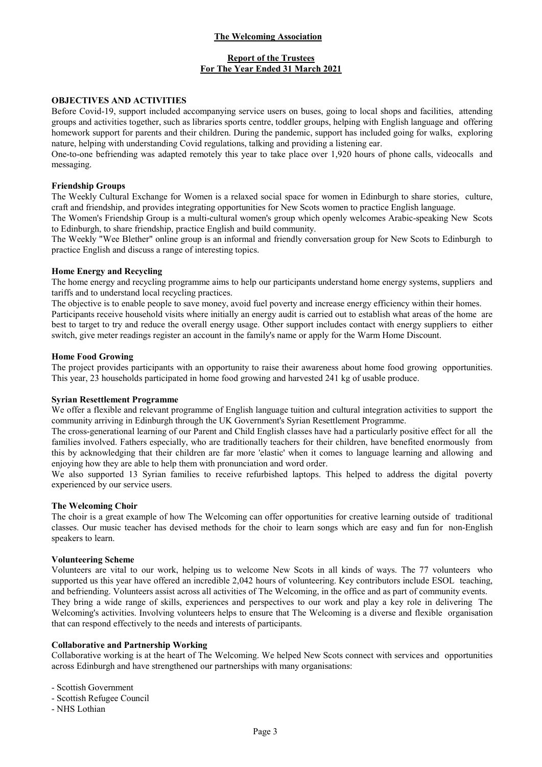**The Welcoming Association**

**Report of the Trustees**
**For The Year Ended 31 March 2021**

## OBJECTIVES AND ACTIVITIES

Before Covid-19, support included accompanying service users on buses, going to local shops and facilities, attending groups and activities together, such as libraries sports centre, toddler groups, helping with English language and offering homework support for parents and their children. During the pandemic, support has included going for walks, exploring nature, helping with understanding Covid regulations, talking and providing a listening ear.

One-to-one befriending was adapted remotely this year to take place over 1,920 hours of phone calls, videocalls and messaging.

### Friendship Groups

The Weekly Cultural Exchange for Women is a relaxed social space for women in Edinburgh to share stories, culture, craft and friendship, and provides integrating opportunities for New Scots women to practice English language.

The Women's Friendship Group is a multi-cultural women's group which openly welcomes Arabic-speaking New Scots to Edinburgh, to share friendship, practice English and build community.

The Weekly "Wee Blether" online group is an informal and friendly conversation group for New Scots to Edinburgh to practice English and discuss a range of interesting topics.

### Home Energy and Recycling

The home energy and recycling programme aims to help our participants understand home energy systems, suppliers and tariffs and to understand local recycling practices.

The objective is to enable people to save money, avoid fuel poverty and increase energy efficiency within their homes.

Participants receive household visits where initially an energy audit is carried out to establish what areas of the home are best to target to try and reduce the overall energy usage. Other support includes contact with energy suppliers to either switch, give meter readings register an account in the family's name or apply for the Warm Home Discount.

### Home Food Growing

The project provides participants with an opportunity to raise their awareness about home food growing opportunities. This year, 23 households participated in home food growing and harvested 241 kg of usable produce.

### Syrian Resettlement Programme

We offer a flexible and relevant programme of English language tuition and cultural integration activities to support the community arriving in Edinburgh through the UK Government's Syrian Resettlement Programme.

The cross-generational learning of our Parent and Child English classes have had a particularly positive effect for all the families involved. Fathers especially, who are traditionally teachers for their children, have benefited enormously from this by acknowledging that their children are far more 'elastic' when it comes to language learning and allowing and enjoying how they are able to help them with pronunciation and word order.

We also supported 13 Syrian families to receive refurbished laptops. This helped to address the digital poverty experienced by our service users.

### The Welcoming Choir

The choir is a great example of how The Welcoming can offer opportunities for creative learning outside of traditional classes. Our music teacher has devised methods for the choir to learn songs which are easy and fun for non-English speakers to learn.

### Volunteering Scheme

Volunteers are vital to our work, helping us to welcome New Scots in all kinds of ways. The 77 volunteers who supported us this year have offered an incredible 2,042 hours of volunteering. Key contributors include ESOL teaching, and befriending. Volunteers assist across all activities of The Welcoming, in the office and as part of community events.

They bring a wide range of skills, experiences and perspectives to our work and play a key role in delivering The Welcoming's activities. Involving volunteers helps to ensure that The Welcoming is a diverse and flexible organisation that can respond effectively to the needs and interests of participants.

### Collaborative and Partnership Working

Collaborative working is at the heart of The Welcoming. We helped New Scots connect with services and opportunities across Edinburgh and have strengthened our partnerships with many organisations:

- Scottish Government
- Scottish Refugee Council
- NHS Lothian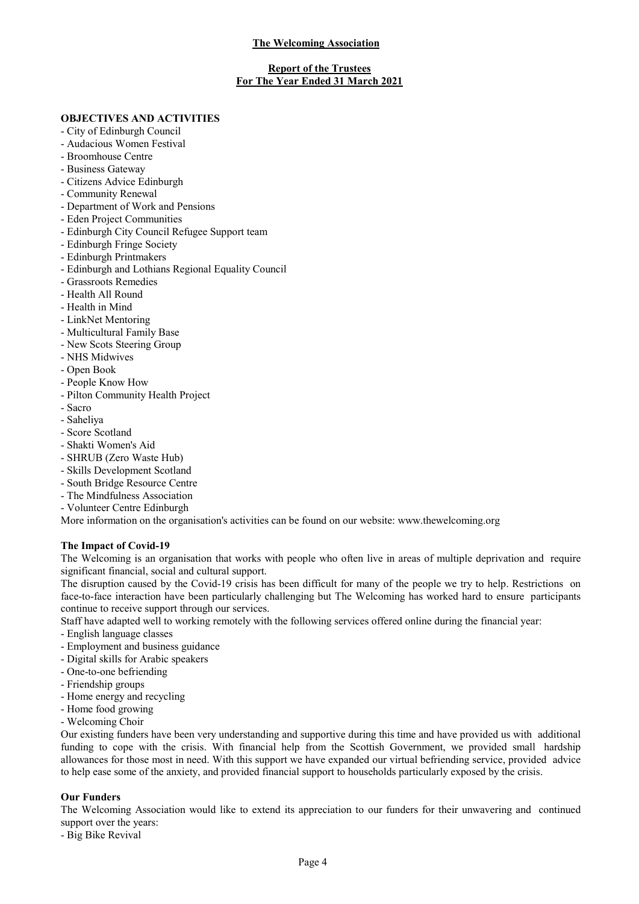**The Welcoming Association**

**Report of the Trustees**
**For The Year Ended 31 March 2021**

**OBJECTIVES AND ACTIVITIES**

- City of Edinburgh Council
- Audacious Women Festival
- Broomhouse Centre
- Business Gateway
- Citizens Advice Edinburgh
- Community Renewal
- Department of Work and Pensions
- Eden Project Communities
- Edinburgh City Council Refugee Support team
- Edinburgh Fringe Society
- Edinburgh Printmakers
- Edinburgh and Lothians Regional Equality Council
- Grassroots Remedies
- Health All Round
- Health in Mind
- LinkNet Mentoring
- Multicultural Family Base
- New Scots Steering Group
- NHS Midwives
- Open Book
- People Know How
- Pilton Community Health Project
- Sacro
- Saheliya
- Score Scotland
- Shakti Women's Aid
- SHRUB (Zero Waste Hub)
- Skills Development Scotland
- South Bridge Resource Centre
- The Mindfulness Association
- Volunteer Centre Edinburgh

More information on the organisation's activities can be found on our website: www.thewelcoming.org

**The Impact of Covid-19**

The Welcoming is an organisation that works with people who often live in areas of multiple deprivation and require significant financial, social and cultural support.

The disruption caused by the Covid-19 crisis has been difficult for many of the people we try to help. Restrictions on face-to-face interaction have been particularly challenging but The Welcoming has worked hard to ensure participants continue to receive support through our services.

Staff have adapted well to working remotely with the following services offered online during the financial year:

- English language classes
- Employment and business guidance
- Digital skills for Arabic speakers
- One-to-one befriending
- Friendship groups
- Home energy and recycling
- Home food growing
- Welcoming Choir

Our existing funders have been very understanding and supportive during this time and have provided us with additional funding to cope with the crisis. With financial help from the Scottish Government, we provided small hardship allowances for those most in need. With this support we have expanded our virtual befriending service, provided advice to help ease some of the anxiety, and provided financial support to households particularly exposed by the crisis.

**Our Funders**

The Welcoming Association would like to extend its appreciation to our funders for their unwavering and continued support over the years:

- Big Bike Revival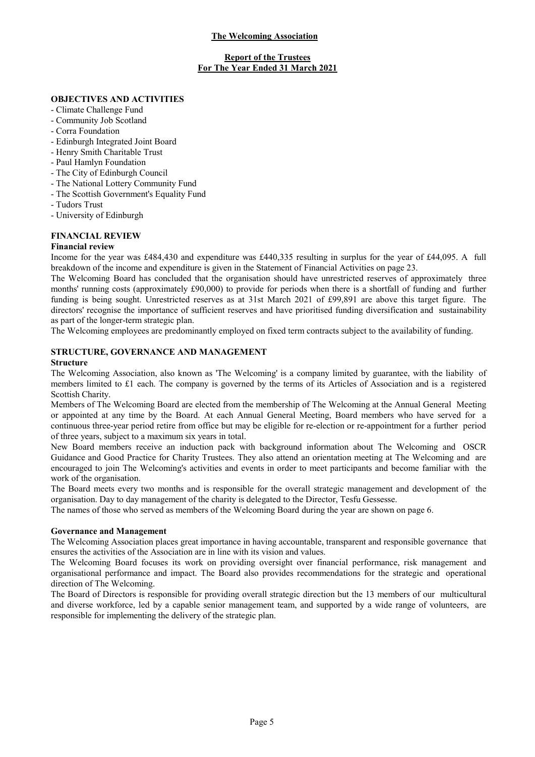## OBJECTIVES AND ACTIVITIES

- Climate Challenge Fund
- Community Job Scotland
- Corra Foundation
- Edinburgh Integrated Joint Board
- Henry Smith Charitable Trust
- Paul Hamlyn Foundation
- The City of Edinburgh Council
- The National Lottery Community Fund
- The Scottish Government's Equality Fund
- Tudors Trust
- University of Edinburgh

## FINANCIAL REVIEW

### Financial review

Income for the year was £484,430 and expenditure was £440,335 resulting in surplus for the year of £44,095. A full breakdown of the income and expenditure is given in the Statement of Financial Activities on page 23.

The Welcoming Board has concluded that the organisation should have unrestricted reserves of approximately three months' running costs (approximately £90,000) to provide for periods when there is a shortfall of funding and further funding is being sought. Unrestricted reserves as at 31st March 2021 of £99,891 are above this target figure. The directors' recognise the importance of sufficient reserves and have prioritised funding diversification and sustainability as part of the longer-term strategic plan.

The Welcoming employees are predominantly employed on fixed term contracts subject to the availability of funding.

## STRUCTURE, GOVERNANCE AND MANAGEMENT

### Structure

The Welcoming Association, also known as 'The Welcoming' is a company limited by guarantee, with the liability of members limited to £1 each. The company is governed by the terms of its Articles of Association and is a registered Scottish Charity.

Members of The Welcoming Board are elected from the membership of The Welcoming at the Annual General Meeting or appointed at any time by the Board. At each Annual General Meeting, Board members who have served for a continuous three-year period retire from office but may be eligible for re-election or re-appointment for a further period of three years, subject to a maximum six years in total.

New Board members receive an induction pack with background information about The Welcoming and OSCR Guidance and Good Practice for Charity Trustees. They also attend an orientation meeting at The Welcoming and are encouraged to join The Welcoming's activities and events in order to meet participants and become familiar with the work of the organisation.

The Board meets every two months and is responsible for the overall strategic management and development of the organisation. Day to day management of the charity is delegated to the Director, Tesfu Gessesse.

The names of those who served as members of the Welcoming Board during the year are shown on page 6.

### Governance and Management

The Welcoming Association places great importance in having accountable, transparent and responsible governance that ensures the activities of the Association are in line with its vision and values.

The Welcoming Board focuses its work on providing oversight over financial performance, risk management and organisational performance and impact. The Board also provides recommendations for the strategic and operational direction of The Welcoming.

The Board of Directors is responsible for providing overall strategic direction but the 13 members of our multicultural and diverse workforce, led by a capable senior management team, and supported by a wide range of volunteers, are responsible for implementing the delivery of the strategic plan.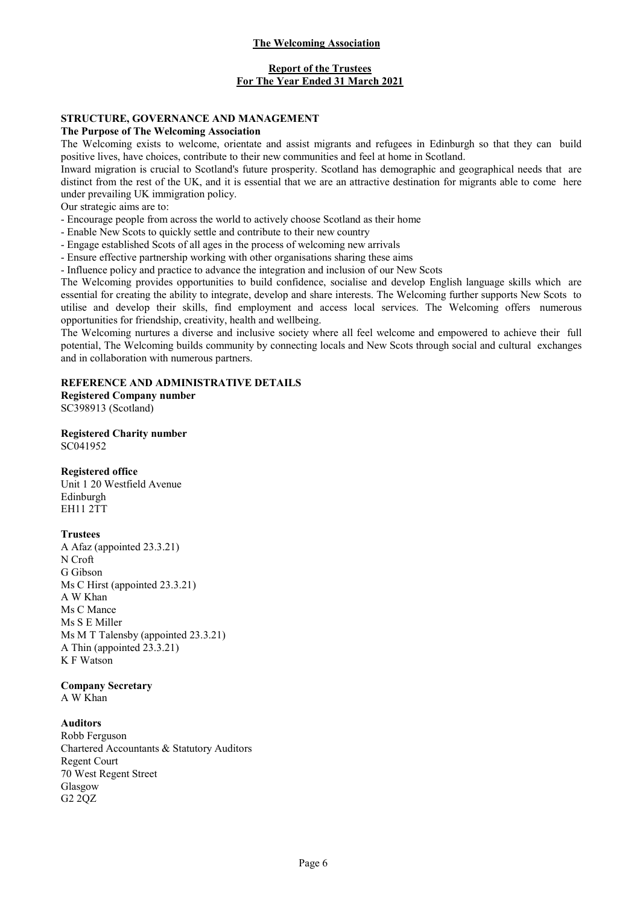**The Welcoming Association**

**Report of the Trustees**
**For The Year Ended 31 March 2021**

## STRUCTURE, GOVERNANCE AND MANAGEMENT

### The Purpose of The Welcoming Association

The Welcoming exists to welcome, orientate and assist migrants and refugees in Edinburgh so that they can build positive lives, have choices, contribute to their new communities and feel at home in Scotland.

Inward migration is crucial to Scotland's future prosperity. Scotland has demographic and geographical needs that are distinct from the rest of the UK, and it is essential that we are an attractive destination for migrants able to come here under prevailing UK immigration policy.

Our strategic aims are to:

- Encourage people from across the world to actively choose Scotland as their home
- Enable New Scots to quickly settle and contribute to their new country
- Engage established Scots of all ages in the process of welcoming new arrivals
- Ensure effective partnership working with other organisations sharing these aims
- Influence policy and practice to advance the integration and inclusion of our New Scots

The Welcoming provides opportunities to build confidence, socialise and develop English language skills which are essential for creating the ability to integrate, develop and share interests. The Welcoming further supports New Scots to utilise and develop their skills, find employment and access local services. The Welcoming offers numerous opportunities for friendship, creativity, health and wellbeing.

The Welcoming nurtures a diverse and inclusive society where all feel welcome and empowered to achieve their full potential, The Welcoming builds community by connecting locals and New Scots through social and cultural exchanges and in collaboration with numerous partners.

## REFERENCE AND ADMINISTRATIVE DETAILS

**Registered Company number**
SC398913 (Scotland)

**Registered Charity number**
SC041952

**Registered office**
Unit 1 20 Westfield Avenue
Edinburgh
EH11 2TT

**Trustees**
A Afaz (appointed 23.3.21)
N Croft
G Gibson
Ms C Hirst (appointed 23.3.21)
A W Khan
Ms C Mance
Ms S E Miller
Ms M T Talensby (appointed 23.3.21)
A Thin (appointed 23.3.21)
K F Watson

**Company Secretary**
A W Khan

**Auditors**
Robb Ferguson
Chartered Accountants & Statutory Auditors
Regent Court
70 West Regent Street
Glasgow
G2 2QZ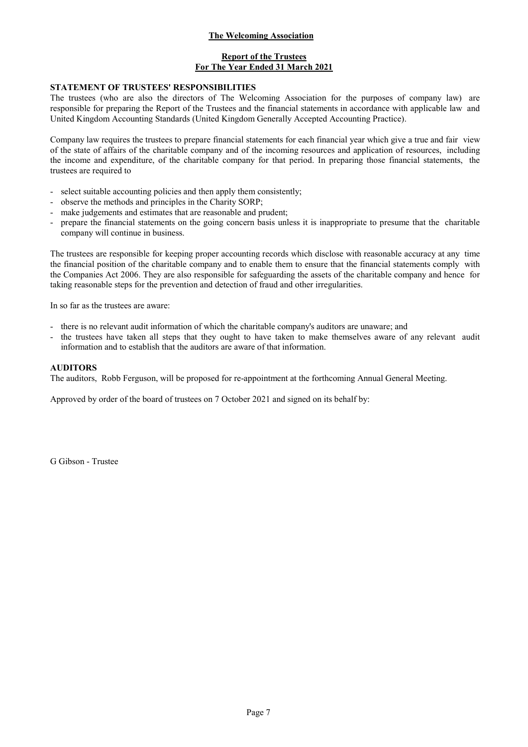**The Welcoming Association**

**Report of the Trustees**
**For The Year Ended 31 March 2021**

## STATEMENT OF TRUSTEES' RESPONSIBILITIES

The trustees (who are also the directors of The Welcoming Association for the purposes of company law) are responsible for preparing the Report of the Trustees and the financial statements in accordance with applicable law and United Kingdom Accounting Standards (United Kingdom Generally Accepted Accounting Practice).

Company law requires the trustees to prepare financial statements for each financial year which give a true and fair view of the state of affairs of the charitable company and of the incoming resources and application of resources, including the income and expenditure, of the charitable company for that period. In preparing those financial statements, the trustees are required to

- select suitable accounting policies and then apply them consistently;
- observe the methods and principles in the Charity SORP;
- make judgements and estimates that are reasonable and prudent;
- prepare the financial statements on the going concern basis unless it is inappropriate to presume that the charitable company will continue in business.

The trustees are responsible for keeping proper accounting records which disclose with reasonable accuracy at any time the financial position of the charitable company and to enable them to ensure that the financial statements comply with the Companies Act 2006. They are also responsible for safeguarding the assets of the charitable company and hence for taking reasonable steps for the prevention and detection of fraud and other irregularities.

In so far as the trustees are aware:

- there is no relevant audit information of which the charitable company's auditors are unaware; and
- the trustees have taken all steps that they ought to have taken to make themselves aware of any relevant audit information and to establish that the auditors are aware of that information.

## AUDITORS

The auditors, Robb Ferguson, will be proposed for re-appointment at the forthcoming Annual General Meeting.

Approved by order of the board of trustees on 7 October 2021 and signed on its behalf by:

G Gibson - Trustee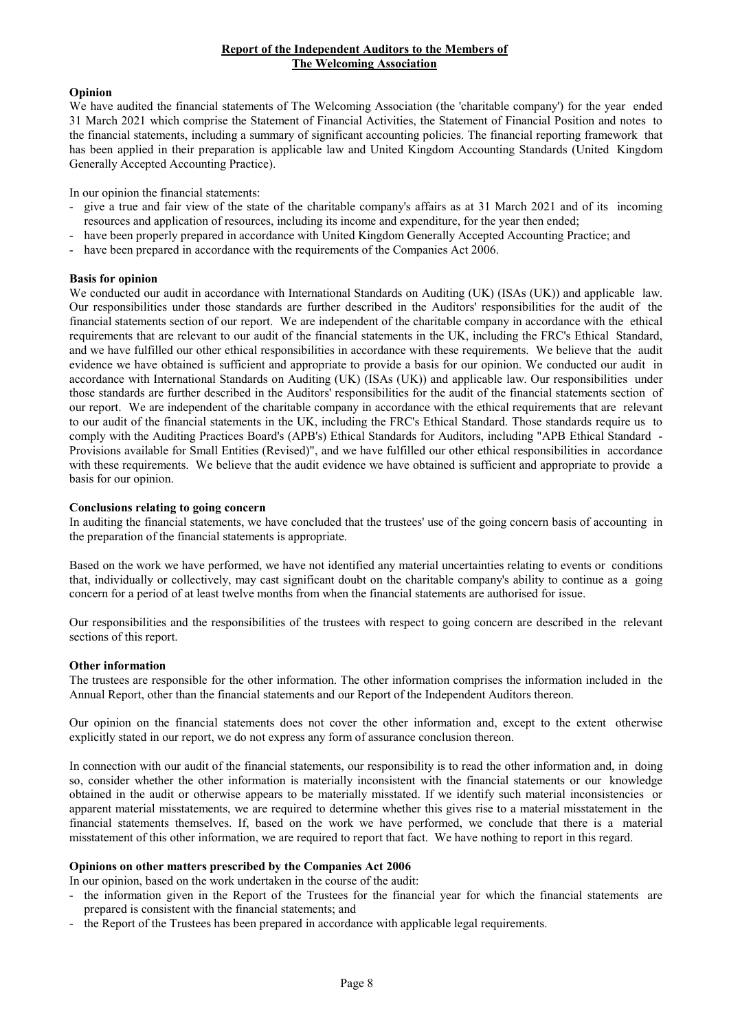**Report of the Independent Auditors to the Members of**
**The Welcoming Association**

**Opinion**

We have audited the financial statements of The Welcoming Association (the 'charitable company') for the year ended 31 March 2021 which comprise the Statement of Financial Activities, the Statement of Financial Position and notes to the financial statements, including a summary of significant accounting policies. The financial reporting framework that has been applied in their preparation is applicable law and United Kingdom Accounting Standards (United Kingdom Generally Accepted Accounting Practice).

In our opinion the financial statements:

- give a true and fair view of the state of the charitable company's affairs as at 31 March 2021 and of its incoming resources and application of resources, including its income and expenditure, for the year then ended;
- have been properly prepared in accordance with United Kingdom Generally Accepted Accounting Practice; and
- have been prepared in accordance with the requirements of the Companies Act 2006.

**Basis for opinion**

We conducted our audit in accordance with International Standards on Auditing (UK) (ISAs (UK)) and applicable law. Our responsibilities under those standards are further described in the Auditors' responsibilities for the audit of the financial statements section of our report. We are independent of the charitable company in accordance with the ethical requirements that are relevant to our audit of the financial statements in the UK, including the FRC's Ethical Standard, and we have fulfilled our other ethical responsibilities in accordance with these requirements. We believe that the audit evidence we have obtained is sufficient and appropriate to provide a basis for our opinion. We conducted our audit in accordance with International Standards on Auditing (UK) (ISAs (UK)) and applicable law. Our responsibilities under those standards are further described in the Auditors' responsibilities for the audit of the financial statements section of our report. We are independent of the charitable company in accordance with the ethical requirements that are relevant to our audit of the financial statements in the UK, including the FRC's Ethical Standard. Those standards require us to comply with the Auditing Practices Board's (APB's) Ethical Standards for Auditors, including "APB Ethical Standard - Provisions available for Small Entities (Revised)", and we have fulfilled our other ethical responsibilities in accordance with these requirements. We believe that the audit evidence we have obtained is sufficient and appropriate to provide a basis for our opinion.

**Conclusions relating to going concern**

In auditing the financial statements, we have concluded that the trustees' use of the going concern basis of accounting in the preparation of the financial statements is appropriate.

Based on the work we have performed, we have not identified any material uncertainties relating to events or conditions that, individually or collectively, may cast significant doubt on the charitable company's ability to continue as a going concern for a period of at least twelve months from when the financial statements are authorised for issue.

Our responsibilities and the responsibilities of the trustees with respect to going concern are described in the relevant sections of this report.

**Other information**

The trustees are responsible for the other information. The other information comprises the information included in the Annual Report, other than the financial statements and our Report of the Independent Auditors thereon.

Our opinion on the financial statements does not cover the other information and, except to the extent otherwise explicitly stated in our report, we do not express any form of assurance conclusion thereon.

In connection with our audit of the financial statements, our responsibility is to read the other information and, in doing so, consider whether the other information is materially inconsistent with the financial statements or our knowledge obtained in the audit or otherwise appears to be materially misstated. If we identify such material inconsistencies or apparent material misstatements, we are required to determine whether this gives rise to a material misstatement in the financial statements themselves. If, based on the work we have performed, we conclude that there is a material misstatement of this other information, we are required to report that fact. We have nothing to report in this regard.

**Opinions on other matters prescribed by the Companies Act 2006**

In our opinion, based on the work undertaken in the course of the audit:

- the information given in the Report of the Trustees for the financial year for which the financial statements are prepared is consistent with the financial statements; and
- the Report of the Trustees has been prepared in accordance with applicable legal requirements.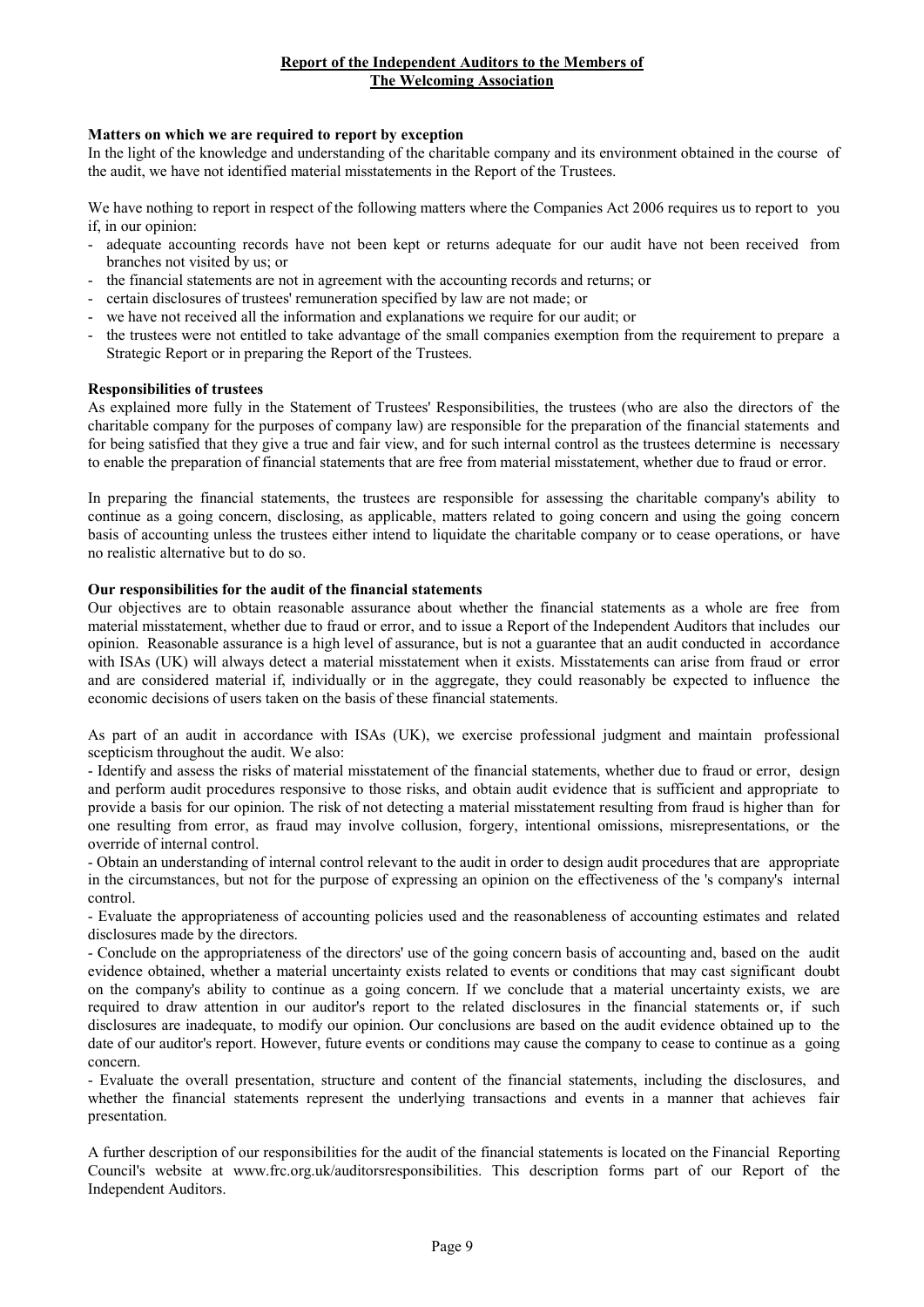**Report of the Independent Auditors to the Members of**
**The Welcoming Association**

**Matters on which we are required to report by exception**

In the light of the knowledge and understanding of the charitable company and its environment obtained in the course of the audit, we have not identified material misstatements in the Report of the Trustees.

We have nothing to report in respect of the following matters where the Companies Act 2006 requires us to report to you if, in our opinion:

- adequate accounting records have not been kept or returns adequate for our audit have not been received from branches not visited by us; or
- the financial statements are not in agreement with the accounting records and returns; or
- certain disclosures of trustees' remuneration specified by law are not made; or
- we have not received all the information and explanations we require for our audit; or
- the trustees were not entitled to take advantage of the small companies exemption from the requirement to prepare a Strategic Report or in preparing the Report of the Trustees.

**Responsibilities of trustees**

As explained more fully in the Statement of Trustees' Responsibilities, the trustees (who are also the directors of the charitable company for the purposes of company law) are responsible for the preparation of the financial statements and for being satisfied that they give a true and fair view, and for such internal control as the trustees determine is necessary to enable the preparation of financial statements that are free from material misstatement, whether due to fraud or error.

In preparing the financial statements, the trustees are responsible for assessing the charitable company's ability to continue as a going concern, disclosing, as applicable, matters related to going concern and using the going concern basis of accounting unless the trustees either intend to liquidate the charitable company or to cease operations, or have no realistic alternative but to do so.

**Our responsibilities for the audit of the financial statements**

Our objectives are to obtain reasonable assurance about whether the financial statements as a whole are free from material misstatement, whether due to fraud or error, and to issue a Report of the Independent Auditors that includes our opinion. Reasonable assurance is a high level of assurance, but is not a guarantee that an audit conducted in accordance with ISAs (UK) will always detect a material misstatement when it exists. Misstatements can arise from fraud or error and are considered material if, individually or in the aggregate, they could reasonably be expected to influence the economic decisions of users taken on the basis of these financial statements.

As part of an audit in accordance with ISAs (UK), we exercise professional judgment and maintain professional scepticism throughout the audit. We also:

- Identify and assess the risks of material misstatement of the financial statements, whether due to fraud or error, design and perform audit procedures responsive to those risks, and obtain audit evidence that is sufficient and appropriate to provide a basis for our opinion. The risk of not detecting a material misstatement resulting from fraud is higher than for one resulting from error, as fraud may involve collusion, forgery, intentional omissions, misrepresentations, or the override of internal control.
- Obtain an understanding of internal control relevant to the audit in order to design audit procedures that are appropriate in the circumstances, but not for the purpose of expressing an opinion on the effectiveness of the 's company's internal control.
- Evaluate the appropriateness of accounting policies used and the reasonableness of accounting estimates and related disclosures made by the directors.
- Conclude on the appropriateness of the directors' use of the going concern basis of accounting and, based on the audit evidence obtained, whether a material uncertainty exists related to events or conditions that may cast significant doubt on the company's ability to continue as a going concern. If we conclude that a material uncertainty exists, we are required to draw attention in our auditor's report to the related disclosures in the financial statements or, if such disclosures are inadequate, to modify our opinion. Our conclusions are based on the audit evidence obtained up to the date of our auditor's report. However, future events or conditions may cause the company to cease to continue as a going concern.
- Evaluate the overall presentation, structure and content of the financial statements, including the disclosures, and whether the financial statements represent the underlying transactions and events in a manner that achieves fair presentation.

A further description of our responsibilities for the audit of the financial statements is located on the Financial Reporting Council's website at www.frc.org.uk/auditorsresponsibilities. This description forms part of our Report of the Independent Auditors.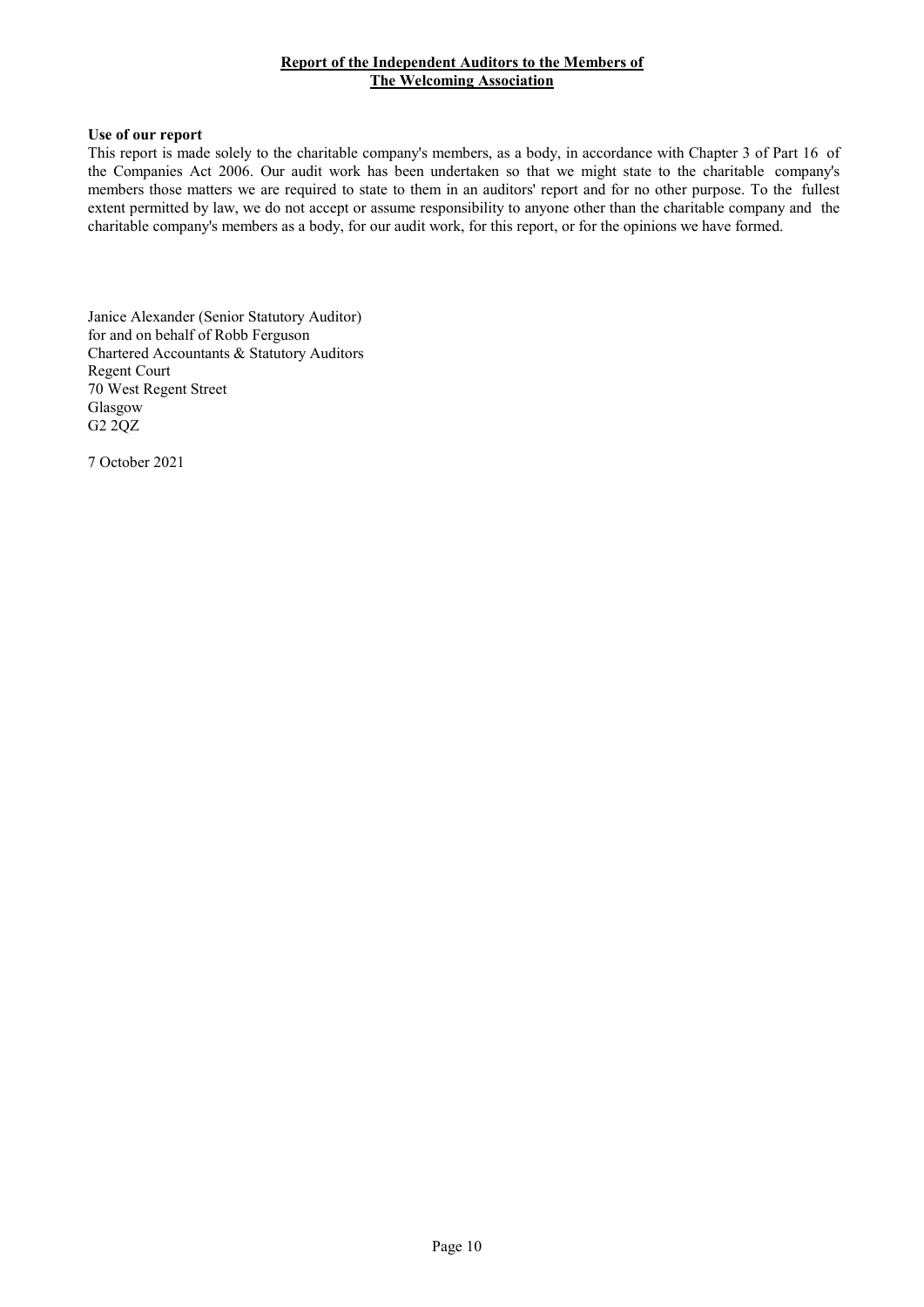**Report of the Independent Auditors to the Members of The Welcoming Association**

**Use of our report**

This report is made solely to the charitable company's members, as a body, in accordance with Chapter 3 of Part 16 of the Companies Act 2006. Our audit work has been undertaken so that we might state to the charitable company's members those matters we are required to state to them in an auditors' report and for no other purpose. To the fullest extent permitted by law, we do not accept or assume responsibility to anyone other than the charitable company and the charitable company's members as a body, for our audit work, for this report, or for the opinions we have formed.

Janice Alexander (Senior Statutory Auditor)
for and on behalf of Robb Ferguson
Chartered Accountants & Statutory Auditors
Regent Court
70 West Regent Street
Glasgow
G2 2QZ

7 October 2021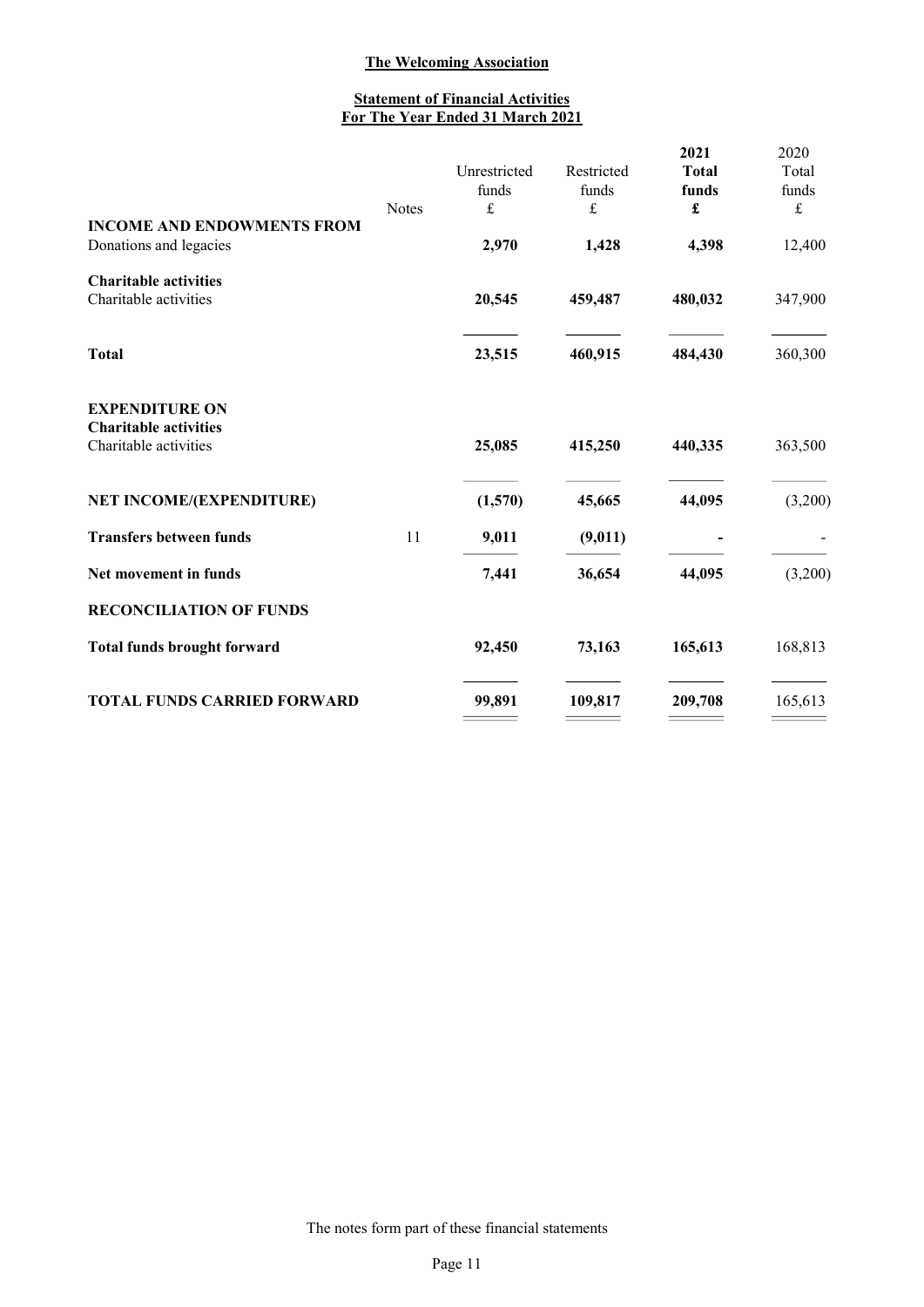**The Welcoming Association**

**Statement of Financial Activities**
**For The Year Ended 31 March 2021**

| | Notes | Unrestricted funds £ | Restricted funds £ | 2021 Total funds £ | 2020 Total funds £ |
|---|---|---|---|---|---|
| **INCOME AND ENDOWMENTS FROM** | | | | | |
| Donations and legacies | | **2,970** | **1,428** | **4,398** | 12,400 |
| **Charitable activities** | | | | | |
| Charitable activities | | **20,545** | **459,487** | **480,032** | 347,900 |
| **Total** | | **23,515** | **460,915** | **484,430** | 360,300 |
| **EXPENDITURE ON** | | | | | |
| **Charitable activities** | | | | | |
| Charitable activities | | **25,085** | **415,250** | **440,335** | 363,500 |
| **NET INCOME/(EXPENDITURE)** | | **(1,570)** | **45,665** | **44,095** | (3,200) |
| **Transfers between funds** | 11 | **9,011** | **(9,011)** | **-** | - |
| **Net movement in funds** | | **7,441** | **36,654** | **44,095** | (3,200) |
| **RECONCILIATION OF FUNDS** | | | | | |
| **Total funds brought forward** | | **92,450** | **73,163** | **165,613** | 168,813 |
| **TOTAL FUNDS CARRIED FORWARD** | | **99,891** | **109,817** | **209,708** | 165,613 |

The notes form part of these financial statements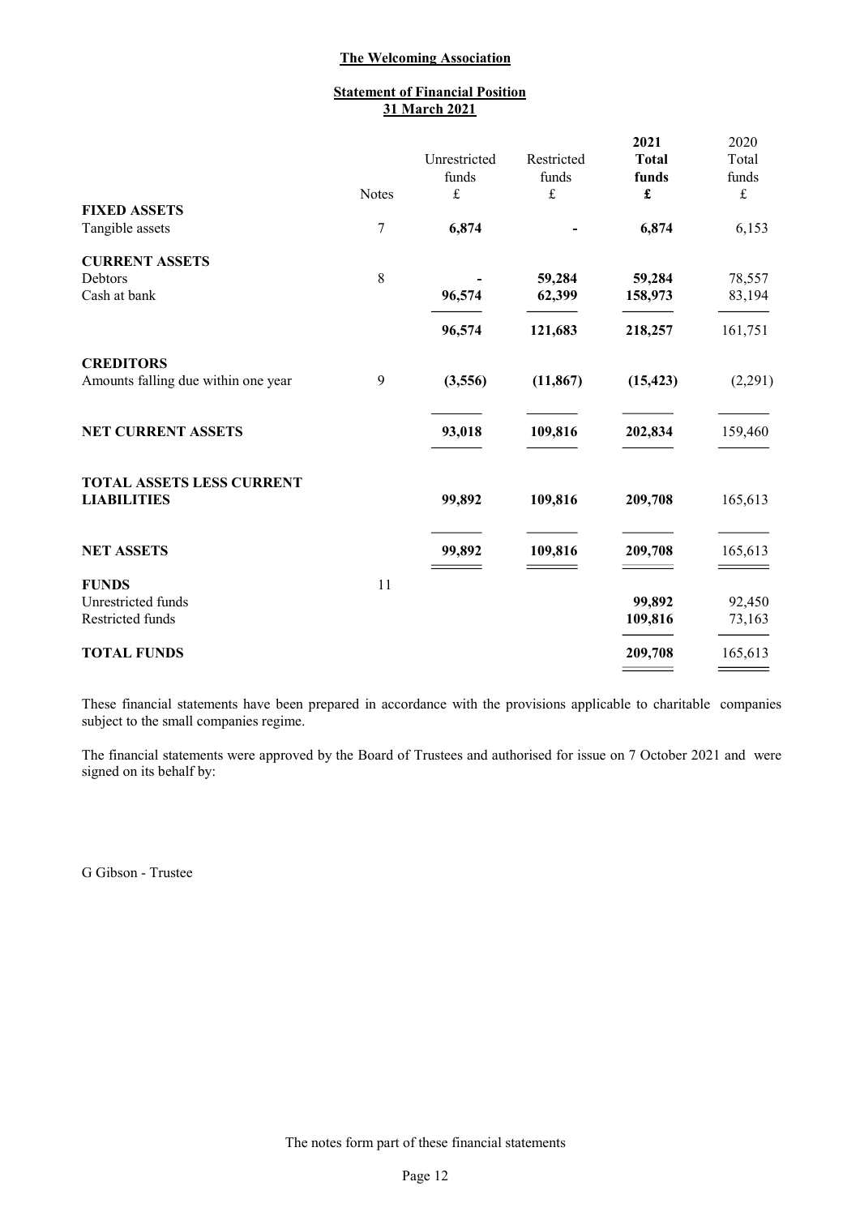# The Welcoming Association

## Statement of Financial Position
## 31 March 2021

| | Notes | Unrestricted funds £ | Restricted funds £ | **2021 Total funds £** | 2020 Total funds £ |
|---|---|---|---|---|---|
| **FIXED ASSETS** | | | | | |
| Tangible assets | 7 | **6,874** | **-** | **6,874** | 6,153 |
| **CURRENT ASSETS** | | | | | |
| Debtors | 8 | **-** | **59,284** | **59,284** | 78,557 |
| Cash at bank | | **96,574** | **62,399** | **158,973** | 83,194 |
| | | **96,574** | **121,683** | **218,257** | 161,751 |
| **CREDITORS** | | | | | |
| Amounts falling due within one year | 9 | **(3,556)** | **(11,867)** | **(15,423)** | (2,291) |
| **NET CURRENT ASSETS** | | **93,018** | **109,816** | **202,834** | 159,460 |
| **TOTAL ASSETS LESS CURRENT LIABILITIES** | | **99,892** | **109,816** | **209,708** | 165,613 |
| **NET ASSETS** | | **99,892** | **109,816** | **209,708** | 165,613 |
| **FUNDS** | 11 | | | | |
| Unrestricted funds | | | | **99,892** | 92,450 |
| Restricted funds | | | | **109,816** | 73,163 |
| **TOTAL FUNDS** | | | | **209,708** | 165,613 |

These financial statements have been prepared in accordance with the provisions applicable to charitable companies subject to the small companies regime.

The financial statements were approved by the Board of Trustees and authorised for issue on 7 October 2021 and were signed on its behalf by:

G Gibson - Trustee

The notes form part of these financial statements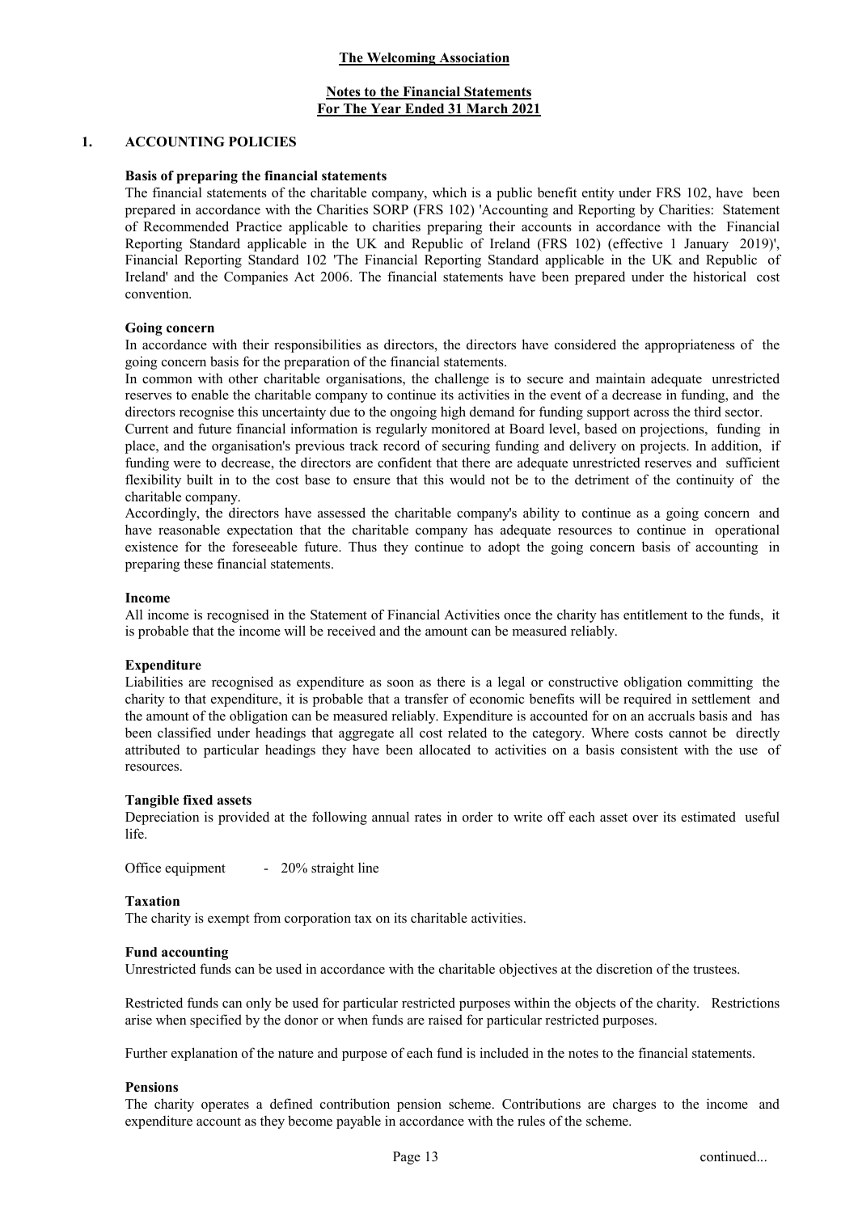**The Welcoming Association**

**Notes to the Financial Statements**
**For The Year Ended 31 March 2021**

## 1. ACCOUNTING POLICIES

### Basis of preparing the financial statements

The financial statements of the charitable company, which is a public benefit entity under FRS 102, have been prepared in accordance with the Charities SORP (FRS 102) 'Accounting and Reporting by Charities: Statement of Recommended Practice applicable to charities preparing their accounts in accordance with the Financial Reporting Standard applicable in the UK and Republic of Ireland (FRS 102) (effective 1 January 2019)', Financial Reporting Standard 102 'The Financial Reporting Standard applicable in the UK and Republic of Ireland' and the Companies Act 2006. The financial statements have been prepared under the historical cost convention.

### Going concern

In accordance with their responsibilities as directors, the directors have considered the appropriateness of the going concern basis for the preparation of the financial statements.

In common with other charitable organisations, the challenge is to secure and maintain adequate unrestricted reserves to enable the charitable company to continue its activities in the event of a decrease in funding, and the directors recognise this uncertainty due to the ongoing high demand for funding support across the third sector.

Current and future financial information is regularly monitored at Board level, based on projections, funding in place, and the organisation's previous track record of securing funding and delivery on projects. In addition, if funding were to decrease, the directors are confident that there are adequate unrestricted reserves and sufficient flexibility built in to the cost base to ensure that this would not be to the detriment of the continuity of the charitable company.

Accordingly, the directors have assessed the charitable company's ability to continue as a going concern and have reasonable expectation that the charitable company has adequate resources to continue in operational existence for the foreseeable future. Thus they continue to adopt the going concern basis of accounting in preparing these financial statements.

### Income

All income is recognised in the Statement of Financial Activities once the charity has entitlement to the funds, it is probable that the income will be received and the amount can be measured reliably.

### Expenditure

Liabilities are recognised as expenditure as soon as there is a legal or constructive obligation committing the charity to that expenditure, it is probable that a transfer of economic benefits will be required in settlement and the amount of the obligation can be measured reliably. Expenditure is accounted for on an accruals basis and has been classified under headings that aggregate all cost related to the category. Where costs cannot be directly attributed to particular headings they have been allocated to activities on a basis consistent with the use of resources.

### Tangible fixed assets

Depreciation is provided at the following annual rates in order to write off each asset over its estimated useful life.

Office equipment - 20% straight line

### Taxation

The charity is exempt from corporation tax on its charitable activities.

### Fund accounting

Unrestricted funds can be used in accordance with the charitable objectives at the discretion of the trustees.

Restricted funds can only be used for particular restricted purposes within the objects of the charity. Restrictions arise when specified by the donor or when funds are raised for particular restricted purposes.

Further explanation of the nature and purpose of each fund is included in the notes to the financial statements.

### Pensions

The charity operates a defined contribution pension scheme. Contributions are charges to the income and expenditure account as they become payable in accordance with the rules of the scheme.

continued...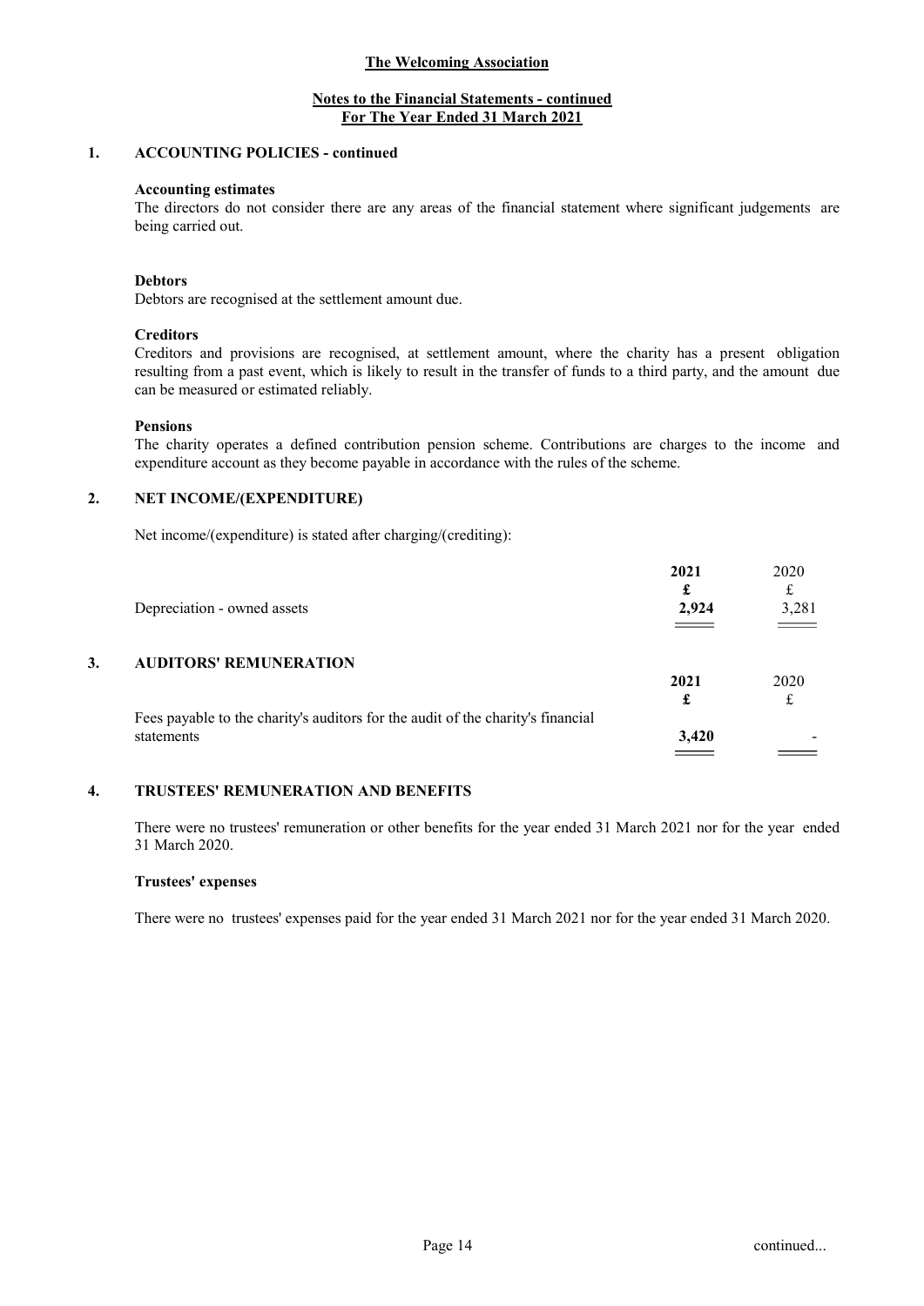**The Welcoming Association**

**Notes to the Financial Statements - continued**
**For The Year Ended 31 March 2021**

## 1. ACCOUNTING POLICIES - continued

**Accounting estimates**

The directors do not consider there are any areas of the financial statement where significant judgements are being carried out.

**Debtors**

Debtors are recognised at the settlement amount due.

**Creditors**

Creditors and provisions are recognised, at settlement amount, where the charity has a present obligation resulting from a past event, which is likely to result in the transfer of funds to a third party, and the amount due can be measured or estimated reliably.

**Pensions**

The charity operates a defined contribution pension scheme. Contributions are charges to the income and expenditure account as they become payable in accordance with the rules of the scheme.

## 2. NET INCOME/(EXPENDITURE)

Net income/(expenditure) is stated after charging/(crediting):

| | **2021** | 2020 |
|---|---|---|
| | **£** | £ |
| Depreciation - owned assets | **2,924** | 3,281 |

## 3. AUDITORS' REMUNERATION

| | **2021** | 2020 |
|---|---|---|
| | **£** | £ |
| Fees payable to the charity's auditors for the audit of the charity's financial statements | **3,420** | - |

## 4. TRUSTEES' REMUNERATION AND BENEFITS

There were no trustees' remuneration or other benefits for the year ended 31 March 2021 nor for the year ended 31 March 2020.

**Trustees' expenses**

There were no trustees' expenses paid for the year ended 31 March 2021 nor for the year ended 31 March 2020.

continued...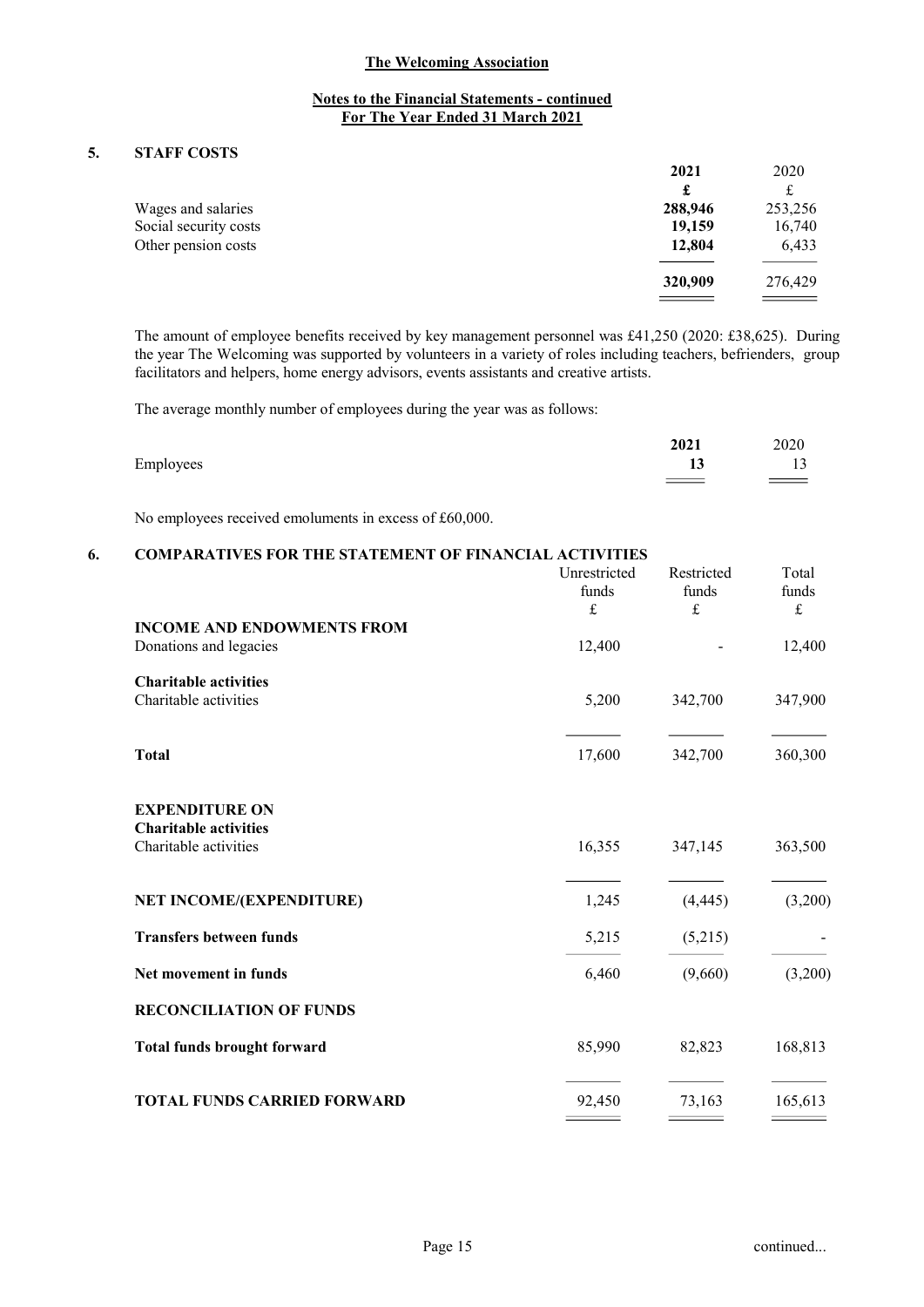## Notes to the Financial Statements - continued
## For The Year Ended 31 March 2021

### 5. STAFF COSTS

| | 2021 | 2020 |
|---|---|---|
| | **£** | £ |
| Wages and salaries | **288,946** | 253,256 |
| Social security costs | **19,159** | 16,740 |
| Other pension costs | **12,804** | 6,433 |
| | **320,909** | 276,429 |

The amount of employee benefits received by key management personnel was £41,250 (2020: £38,625). During the year The Welcoming was supported by volunteers in a variety of roles including teachers, befrienders, group facilitators and helpers, home energy advisors, events assistants and creative artists.

The average monthly number of employees during the year was as follows:

| | 2021 | 2020 |
|---|---|---|
| Employees | **13** | 13 |

No employees received emoluments in excess of £60,000.

### 6. COMPARATIVES FOR THE STATEMENT OF FINANCIAL ACTIVITIES

| | Unrestricted funds £ | Restricted funds £ | Total funds £ |
|---|---|---|---|
| **INCOME AND ENDOWMENTS FROM** | | | |
| Donations and legacies | 12,400 | - | 12,400 |
| **Charitable activities** | | | |
| Charitable activities | 5,200 | 342,700 | 347,900 |
| **Total** | 17,600 | 342,700 | 360,300 |
| **EXPENDITURE ON** | | | |
| **Charitable activities** | | | |
| Charitable activities | 16,355 | 347,145 | 363,500 |
| **NET INCOME/(EXPENDITURE)** | 1,245 | (4,445) | (3,200) |
| **Transfers between funds** | 5,215 | (5,215) | - |
| **Net movement in funds** | 6,460 | (9,660) | (3,200) |
| **RECONCILIATION OF FUNDS** | | | |
| **Total funds brought forward** | 85,990 | 82,823 | 168,813 |
| **TOTAL FUNDS CARRIED FORWARD** | 92,450 | 73,163 | 165,613 |

continued...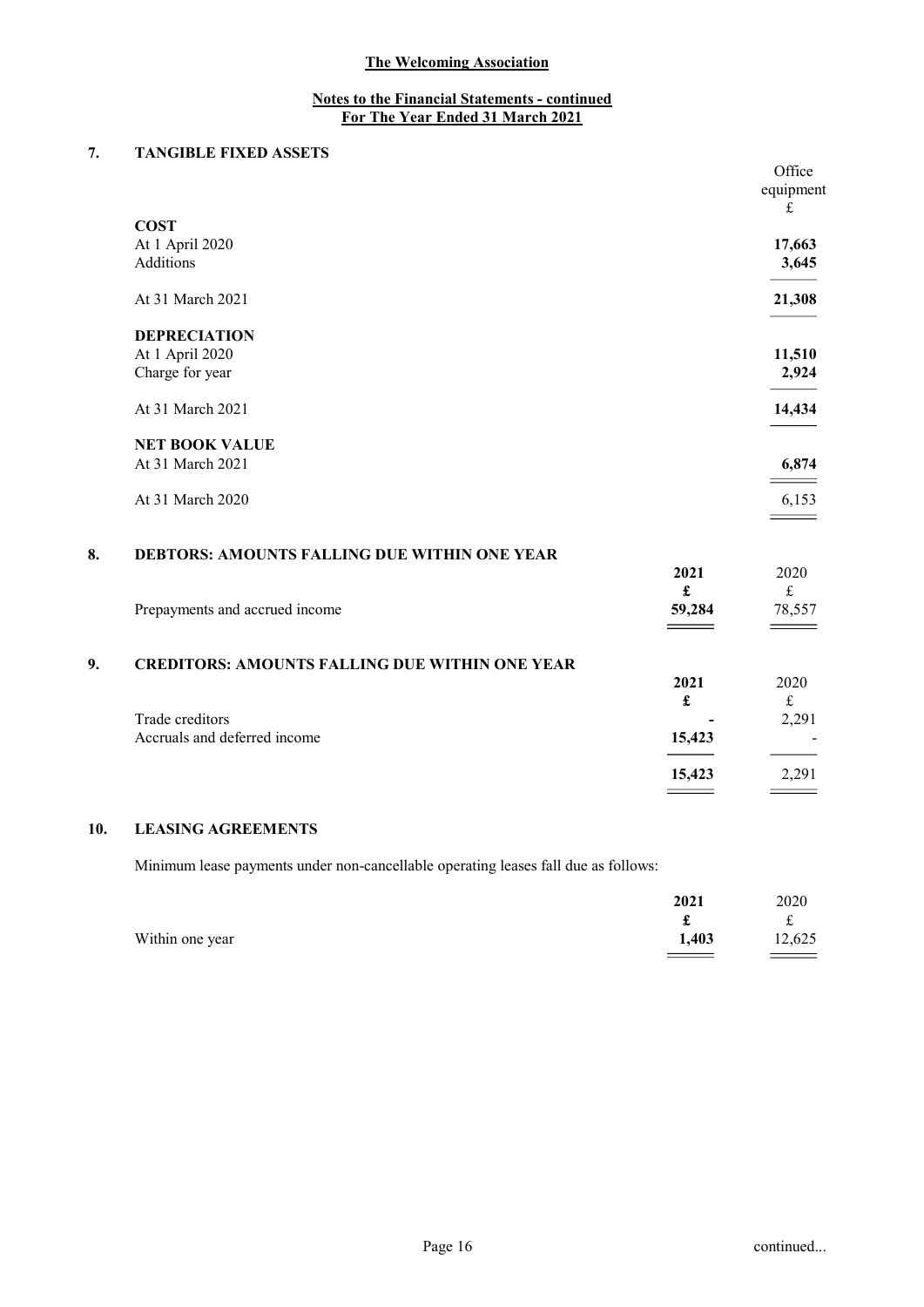**The Welcoming Association**

**Notes to the Financial Statements - continued**
**For The Year Ended 31 March 2021**

## 7. TANGIBLE FIXED ASSETS

| | Office equipment £ |
|---|---|
| **COST** | |
| At 1 April 2020 | **17,663** |
| Additions | **3,645** |
| At 31 March 2021 | **21,308** |
| **DEPRECIATION** | |
| At 1 April 2020 | **11,510** |
| Charge for year | **2,924** |
| At 31 March 2021 | **14,434** |
| **NET BOOK VALUE** | |
| At 31 March 2021 | **6,874** |
| At 31 March 2020 | 6,153 |

## 8. DEBTORS: AMOUNTS FALLING DUE WITHIN ONE YEAR

| | **2021** £ | 2020 £ |
|---|---|---|
| Prepayments and accrued income | **59,284** | 78,557 |

## 9. CREDITORS: AMOUNTS FALLING DUE WITHIN ONE YEAR

| | **2021** £ | 2020 £ |
|---|---|---|
| Trade creditors | **-** | 2,291 |
| Accruals and deferred income | **15,423** | - |
| | **15,423** | 2,291 |

## 10. LEASING AGREEMENTS

Minimum lease payments under non-cancellable operating leases fall due as follows:

| | **2021** £ | 2020 £ |
|---|---|---|
| Within one year | **1,403** | 12,625 |

continued...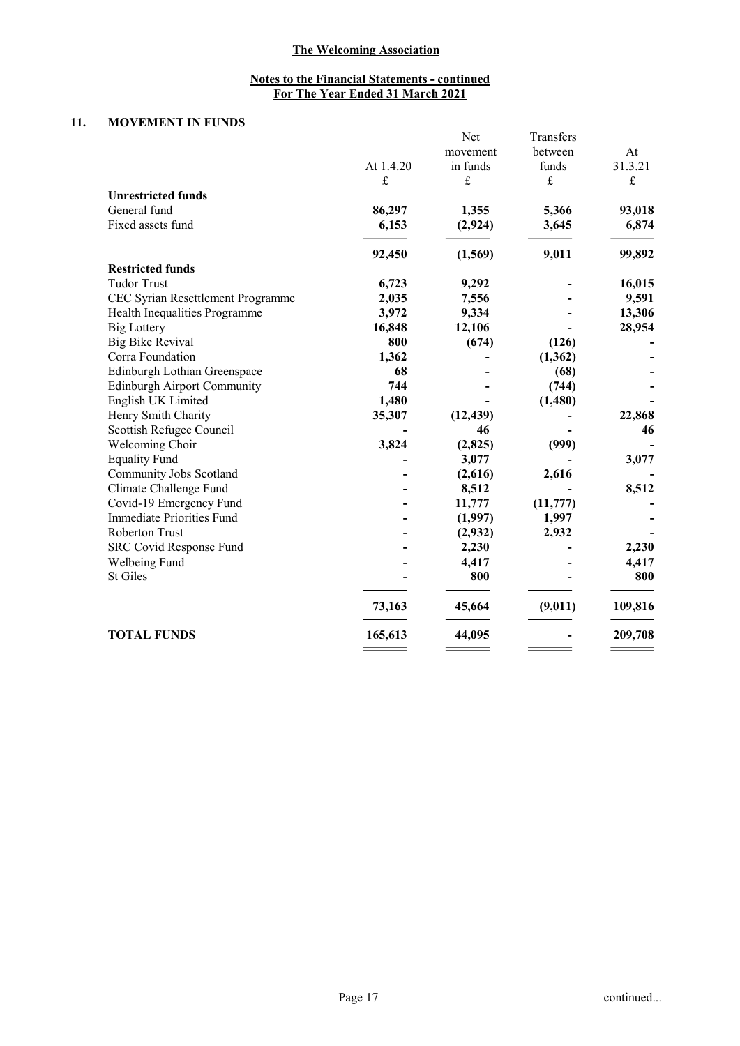**The Welcoming Association**

**Notes to the Financial Statements - continued**
**For The Year Ended 31 March 2021**

## 11. MOVEMENT IN FUNDS

| | At 1.4.20 | Net movement in funds | Transfers between funds | At 31.3.21 |
|---|---|---|---|---|
| | £ | £ | £ | £ |
| **Unrestricted funds** | | | | |
| General fund | **86,297** | **1,355** | **5,366** | **93,018** |
| Fixed assets fund | **6,153** | **(2,924)** | **3,645** | **6,874** |
| | **92,450** | **(1,569)** | **9,011** | **99,892** |
| **Restricted funds** | | | | |
| Tudor Trust | **6,723** | **9,292** | **-** | **16,015** |
| CEC Syrian Resettlement Programme | **2,035** | **7,556** | **-** | **9,591** |
| Health Inequalities Programme | **3,972** | **9,334** | **-** | **13,306** |
| Big Lottery | **16,848** | **12,106** | **-** | **28,954** |
| Big Bike Revival | **800** | **(674)** | **(126)** | **-** |
| Corra Foundation | **1,362** | **-** | **(1,362)** | **-** |
| Edinburgh Lothian Greenspace | **68** | **-** | **(68)** | **-** |
| Edinburgh Airport Community | **744** | **-** | **(744)** | **-** |
| English UK Limited | **1,480** | **-** | **(1,480)** | **-** |
| Henry Smith Charity | **35,307** | **(12,439)** | **-** | **22,868** |
| Scottish Refugee Council | **-** | **46** | **-** | **46** |
| Welcoming Choir | **3,824** | **(2,825)** | **(999)** | **-** |
| Equality Fund | **-** | **3,077** | **-** | **3,077** |
| Community Jobs Scotland | **-** | **(2,616)** | **2,616** | **-** |
| Climate Challenge Fund | **-** | **8,512** | **-** | **8,512** |
| Covid-19 Emergency Fund | **-** | **11,777** | **(11,777)** | **-** |
| Immediate Priorities Fund | **-** | **(1,997)** | **1,997** | **-** |
| Roberton Trust | **-** | **(2,932)** | **2,932** | **-** |
| SRC Covid Response Fund | **-** | **2,230** | **-** | **2,230** |
| Welbeing Fund | **-** | **4,417** | **-** | **4,417** |
| St Giles | **-** | **800** | **-** | **800** |
| | **73,163** | **45,664** | **(9,011)** | **109,816** |
| **TOTAL FUNDS** | **165,613** | **44,095** | **-** | **209,708** |

continued...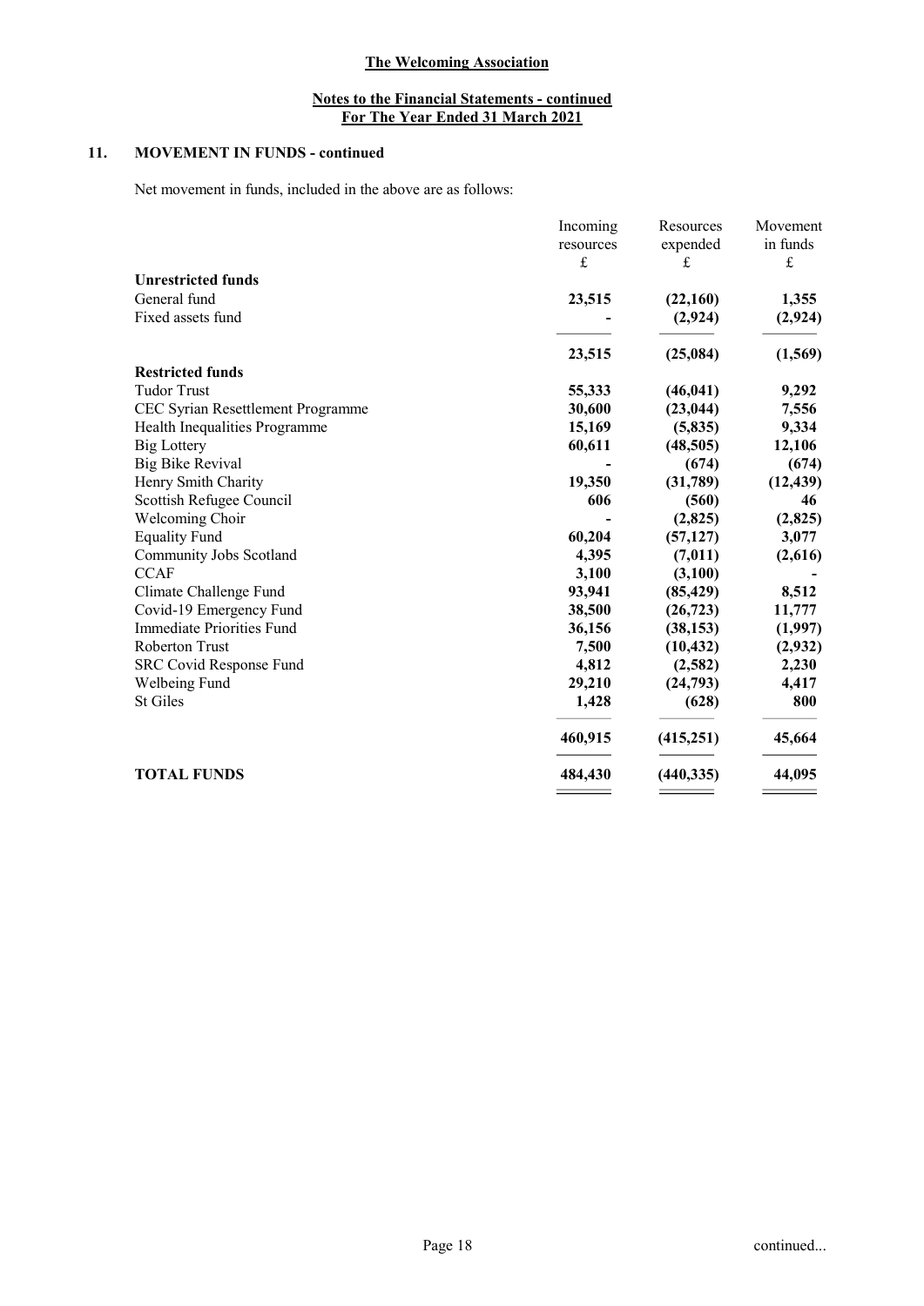**The Welcoming Association**

**Notes to the Financial Statements - continued**
**For The Year Ended 31 March 2021**

## 11. MOVEMENT IN FUNDS - continued

Net movement in funds, included in the above are as follows:

| | Incoming resources £ | Resources expended £ | Movement in funds £ |
|---|---|---|---|
| **Unrestricted funds** | | | |
| General fund | **23,515** | **(22,160)** | **1,355** |
| Fixed assets fund | **-** | **(2,924)** | **(2,924)** |
| | **23,515** | **(25,084)** | **(1,569)** |
| **Restricted funds** | | | |
| Tudor Trust | **55,333** | **(46,041)** | **9,292** |
| CEC Syrian Resettlement Programme | **30,600** | **(23,044)** | **7,556** |
| Health Inequalities Programme | **15,169** | **(5,835)** | **9,334** |
| Big Lottery | **60,611** | **(48,505)** | **12,106** |
| Big Bike Revival | **-** | **(674)** | **(674)** |
| Henry Smith Charity | **19,350** | **(31,789)** | **(12,439)** |
| Scottish Refugee Council | **606** | **(560)** | **46** |
| Welcoming Choir | **-** | **(2,825)** | **(2,825)** |
| Equality Fund | **60,204** | **(57,127)** | **3,077** |
| Community Jobs Scotland | **4,395** | **(7,011)** | **(2,616)** |
| CCAF | **3,100** | **(3,100)** | **-** |
| Climate Challenge Fund | **93,941** | **(85,429)** | **8,512** |
| Covid-19 Emergency Fund | **38,500** | **(26,723)** | **11,777** |
| Immediate Priorities Fund | **36,156** | **(38,153)** | **(1,997)** |
| Roberton Trust | **7,500** | **(10,432)** | **(2,932)** |
| SRC Covid Response Fund | **4,812** | **(2,582)** | **2,230** |
| Welbeing Fund | **29,210** | **(24,793)** | **4,417** |
| St Giles | **1,428** | **(628)** | **800** |
| | **460,915** | **(415,251)** | **45,664** |
| **TOTAL FUNDS** | **484,430** | **(440,335)** | **44,095** |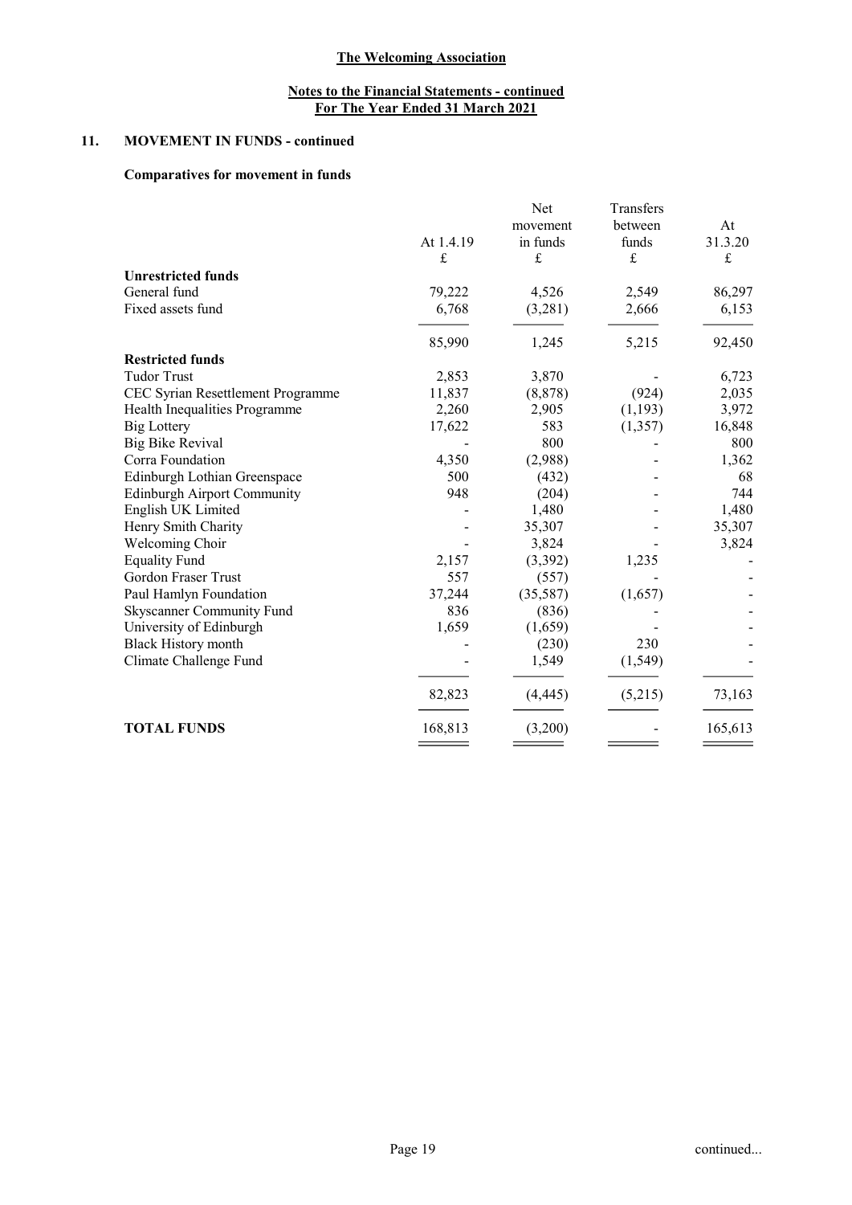# The Welcoming Association

## Notes to the Financial Statements - continued
## For The Year Ended 31 March 2021

### 11. MOVEMENT IN FUNDS - continued

**Comparatives for movement in funds**

| | At 1.4.19 | Net movement in funds | Transfers between funds | At 31.3.20 |
|---|---|---|---|---|
| | £ | £ | £ | £ |
| **Unrestricted funds** | | | | |
| General fund | 79,222 | 4,526 | 2,549 | 86,297 |
| Fixed assets fund | 6,768 | (3,281) | 2,666 | 6,153 |
| | 85,990 | 1,245 | 5,215 | 92,450 |
| **Restricted funds** | | | | |
| Tudor Trust | 2,853 | 3,870 | - | 6,723 |
| CEC Syrian Resettlement Programme | 11,837 | (8,878) | (924) | 2,035 |
| Health Inequalities Programme | 2,260 | 2,905 | (1,193) | 3,972 |
| Big Lottery | 17,622 | 583 | (1,357) | 16,848 |
| Big Bike Revival | - | 800 | - | 800 |
| Corra Foundation | 4,350 | (2,988) | - | 1,362 |
| Edinburgh Lothian Greenspace | 500 | (432) | - | 68 |
| Edinburgh Airport Community | 948 | (204) | - | 744 |
| English UK Limited | - | 1,480 | - | 1,480 |
| Henry Smith Charity | - | 35,307 | - | 35,307 |
| Welcoming Choir | - | 3,824 | - | 3,824 |
| Equality Fund | 2,157 | (3,392) | 1,235 | - |
| Gordon Fraser Trust | 557 | (557) | - | - |
| Paul Hamlyn Foundation | 37,244 | (35,587) | (1,657) | - |
| Skyscanner Community Fund | 836 | (836) | - | - |
| University of Edinburgh | 1,659 | (1,659) | - | - |
| Black History month | - | (230) | 230 | - |
| Climate Challenge Fund | - | 1,549 | (1,549) | - |
| | 82,823 | (4,445) | (5,215) | 73,163 |
| **TOTAL FUNDS** | 168,813 | (3,200) | - | 165,613 |

continued...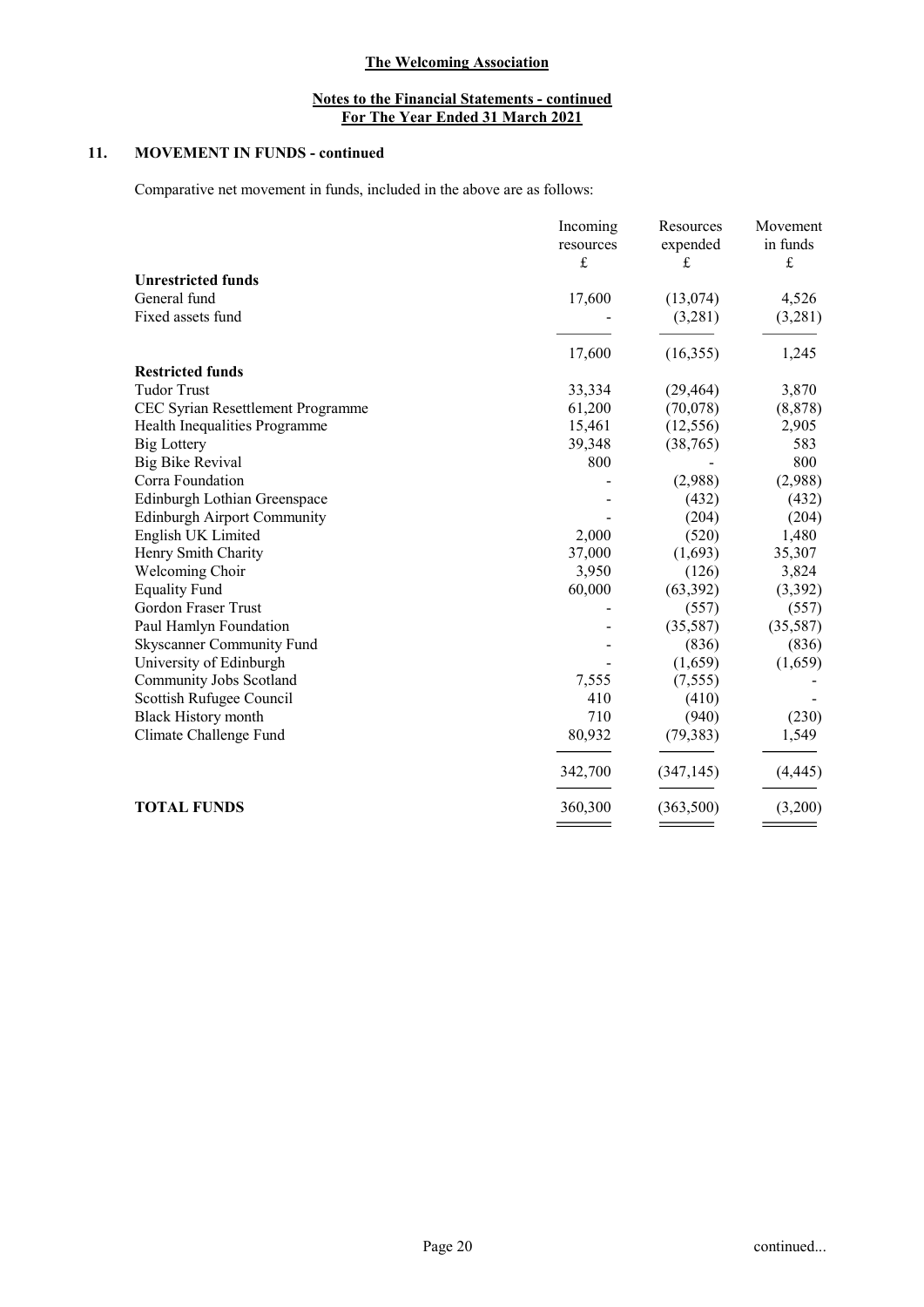# The Welcoming Association

## Notes to the Financial Statements - continued
## For The Year Ended 31 March 2021

### 11. MOVEMENT IN FUNDS - continued

Comparative net movement in funds, included in the above are as follows:

| | Incoming resources £ | Resources expended £ | Movement in funds £ |
|---|---|---|---|
| **Unrestricted funds** | | | |
| General fund | 17,600 | (13,074) | 4,526 |
| Fixed assets fund | - | (3,281) | (3,281) |
| | 17,600 | (16,355) | 1,245 |
| **Restricted funds** | | | |
| Tudor Trust | 33,334 | (29,464) | 3,870 |
| CEC Syrian Resettlement Programme | 61,200 | (70,078) | (8,878) |
| Health Inequalities Programme | 15,461 | (12,556) | 2,905 |
| Big Lottery | 39,348 | (38,765) | 583 |
| Big Bike Revival | 800 | - | 800 |
| Corra Foundation | - | (2,988) | (2,988) |
| Edinburgh Lothian Greenspace | - | (432) | (432) |
| Edinburgh Airport Community | - | (204) | (204) |
| English UK Limited | 2,000 | (520) | 1,480 |
| Henry Smith Charity | 37,000 | (1,693) | 35,307 |
| Welcoming Choir | 3,950 | (126) | 3,824 |
| Equality Fund | 60,000 | (63,392) | (3,392) |
| Gordon Fraser Trust | - | (557) | (557) |
| Paul Hamlyn Foundation | - | (35,587) | (35,587) |
| Skyscanner Community Fund | - | (836) | (836) |
| University of Edinburgh | - | (1,659) | (1,659) |
| Community Jobs Scotland | 7,555 | (7,555) | - |
| Scottish Rufugee Council | 410 | (410) | - |
| Black History month | 710 | (940) | (230) |
| Climate Challenge Fund | 80,932 | (79,383) | 1,549 |
| | 342,700 | (347,145) | (4,445) |
| **TOTAL FUNDS** | 360,300 | (363,500) | (3,200) |

continued...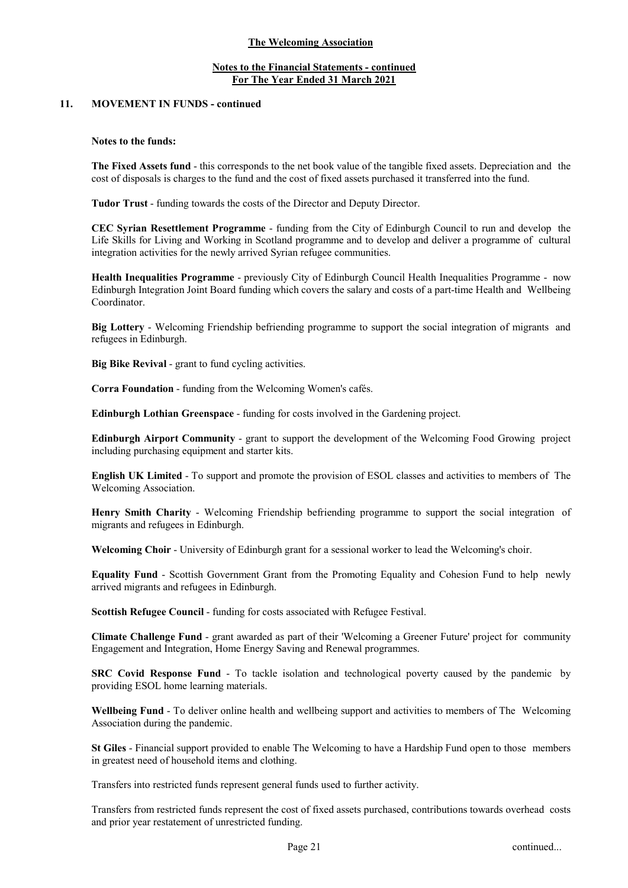## 11. MOVEMENT IN FUNDS - continued

**Notes to the funds:**

**The Fixed Assets fund** - this corresponds to the net book value of the tangible fixed assets. Depreciation and the cost of disposals is charges to the fund and the cost of fixed assets purchased it transferred into the fund.

**Tudor Trust** - funding towards the costs of the Director and Deputy Director.

**CEC Syrian Resettlement Programme** - funding from the City of Edinburgh Council to run and develop the Life Skills for Living and Working in Scotland programme and to develop and deliver a programme of cultural integration activities for the newly arrived Syrian refugee communities.

**Health Inequalities Programme** - previously City of Edinburgh Council Health Inequalities Programme - now Edinburgh Integration Joint Board funding which covers the salary and costs of a part-time Health and Wellbeing Coordinator.

**Big Lottery** - Welcoming Friendship befriending programme to support the social integration of migrants and refugees in Edinburgh.

**Big Bike Revival** - grant to fund cycling activities.

**Corra Foundation** - funding from the Welcoming Women's cafés.

**Edinburgh Lothian Greenspace** - funding for costs involved in the Gardening project.

**Edinburgh Airport Community** - grant to support the development of the Welcoming Food Growing project including purchasing equipment and starter kits.

**English UK Limited** - To support and promote the provision of ESOL classes and activities to members of The Welcoming Association.

**Henry Smith Charity** - Welcoming Friendship befriending programme to support the social integration of migrants and refugees in Edinburgh.

**Welcoming Choir** - University of Edinburgh grant for a sessional worker to lead the Welcoming's choir.

**Equality Fund** - Scottish Government Grant from the Promoting Equality and Cohesion Fund to help newly arrived migrants and refugees in Edinburgh.

**Scottish Refugee Council** - funding for costs associated with Refugee Festival.

**Climate Challenge Fund** - grant awarded as part of their 'Welcoming a Greener Future' project for community Engagement and Integration, Home Energy Saving and Renewal programmes.

**SRC Covid Response Fund** - To tackle isolation and technological poverty caused by the pandemic by providing ESOL home learning materials.

**Wellbeing Fund** - To deliver online health and wellbeing support and activities to members of The Welcoming Association during the pandemic.

**St Giles** - Financial support provided to enable The Welcoming to have a Hardship Fund open to those members in greatest need of household items and clothing.

Transfers into restricted funds represent general funds used to further activity.

Transfers from restricted funds represent the cost of fixed assets purchased, contributions towards overhead costs and prior year restatement of unrestricted funding.

continued...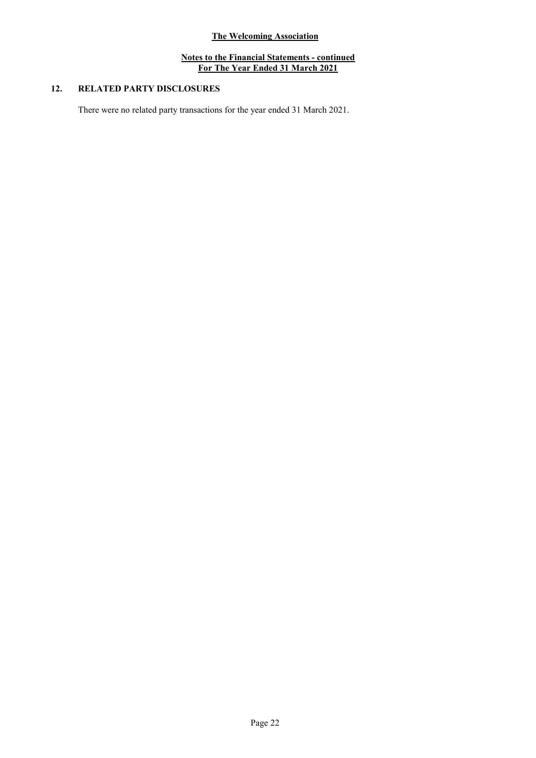## 12. RELATED PARTY DISCLOSURES

There were no related party transactions for the year ended 31 March 2021.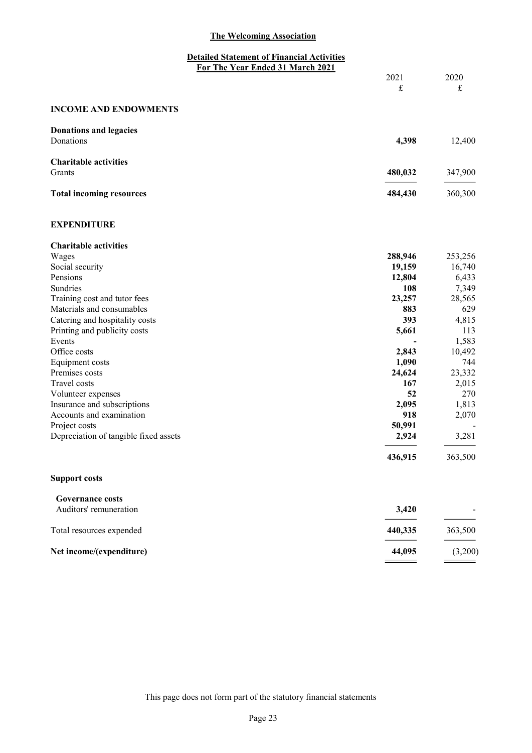**The Welcoming Association**

**Detailed Statement of Financial Activities**
**For The Year Ended 31 March 2021**

| | 2021 | 2020 |
|---|---|---|
| | £ | £ |
| **INCOME AND ENDOWMENTS** | | |
| **Donations and legacies** | | |
| Donations | **4,398** | 12,400 |
| **Charitable activities** | | |
| Grants | **480,032** | 347,900 |
| **Total incoming resources** | **484,430** | 360,300 |
| **EXPENDITURE** | | |
| **Charitable activities** | | |
| Wages | **288,946** | 253,256 |
| Social security | **19,159** | 16,740 |
| Pensions | **12,804** | 6,433 |
| Sundries | **108** | 7,349 |
| Training cost and tutor fees | **23,257** | 28,565 |
| Materials and consumables | **883** | 629 |
| Catering and hospitality costs | **393** | 4,815 |
| Printing and publicity costs | **5,661** | 113 |
| Events | **-** | 1,583 |
| Office costs | **2,843** | 10,492 |
| Equipment costs | **1,090** | 744 |
| Premises costs | **24,624** | 23,332 |
| Travel costs | **167** | 2,015 |
| Volunteer expenses | **52** | 270 |
| Insurance and subscriptions | **2,095** | 1,813 |
| Accounts and examination | **918** | 2,070 |
| Project costs | **50,991** | - |
| Depreciation of tangible fixed assets | **2,924** | 3,281 |
| | **436,915** | 363,500 |
| **Support costs** | | |
| **Governance costs** | | |
| Auditors' remuneration | **3,420** | - |
| Total resources expended | **440,335** | 363,500 |
| **Net income/(expenditure)** | **44,095** | (3,200) |

This page does not form part of the statutory financial statements